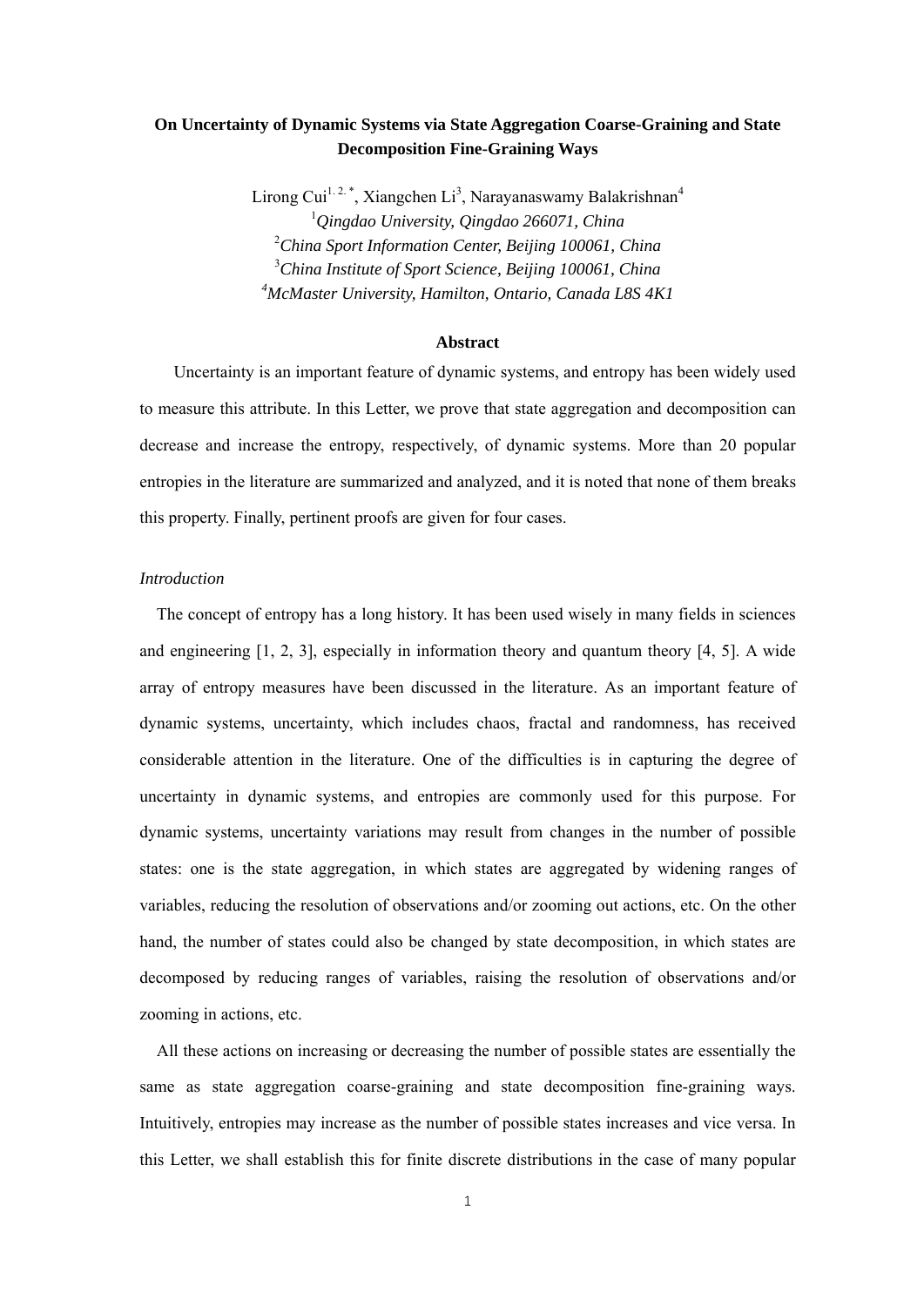**On Uncertainty of Dynamic Systems via State Aggregation Coarse-Graining and State Decomposition Fine-Graining Ways**

Lirong Cui[1, 2, *], Xiangchen Li[3], Narayanaswamy Balakrishnan[4]

[1]*Qingdao University, Qingdao 266071, China*

[2]*China Sport Information Center, Beijing 100061, China*

[3]*China Institute of Sport Science, Beijing 100061, China*

[4]*McMaster University, Hamilton, Ontario, Canada L8S 4K1*

**Abstract**

Uncertainty is an important feature of dynamic systems, and entropy has been widely used to measure this attribute. In this Letter, we prove that state aggregation and decomposition can decrease and increase the entropy, respectively, of dynamic systems. More than 20 popular entropies in the literature are summarized and analyzed, and it is noted that none of them breaks this property. Finally, pertinent proofs are given for four cases.

*Introduction*

The concept of entropy has a long history. It has been used wisely in many fields in sciences and engineering [1, 2, 3], especially in information theory and quantum theory [4, 5]. A wide array of entropy measures have been discussed in the literature. As an important feature of dynamic systems, uncertainty, which includes chaos, fractal and randomness, has received considerable attention in the literature. One of the difficulties is in capturing the degree of uncertainty in dynamic systems, and entropies are commonly used for this purpose. For dynamic systems, uncertainty variations may result from changes in the number of possible states: one is the state aggregation, in which states are aggregated by widening ranges of variables, reducing the resolution of observations and/or zooming out actions, etc. On the other hand, the number of states could also be changed by state decomposition, in which states are decomposed by reducing ranges of variables, raising the resolution of observations and/or zooming in actions, etc.

All these actions on increasing or decreasing the number of possible states are essentially the same as state aggregation coarse-graining and state decomposition fine-graining ways. Intuitively, entropies may increase as the number of possible states increases and vice versa. In this Letter, we shall establish this for finite discrete distributions in the case of many popular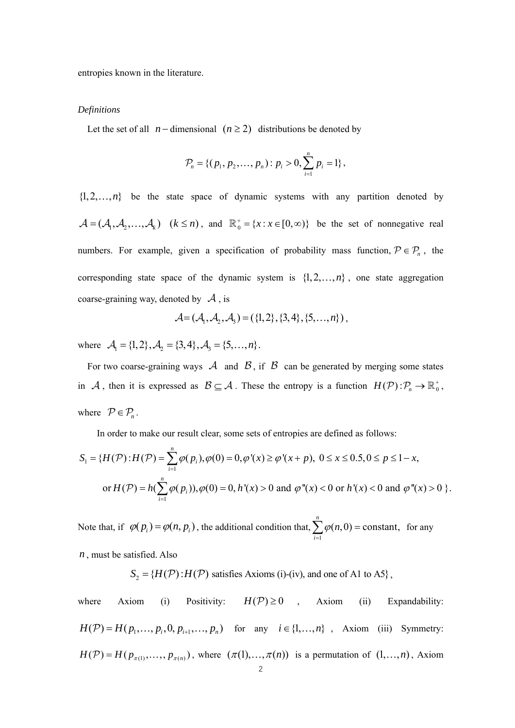entropies known in the literature.

*Definitions*

Let the set of all $n-$dimensional $(n \geq 2)$ distributions be denoted by

$$\mathcal{P}_n = \{(p_1, p_2, \ldots, p_n) : p_i > 0, \sum_{i=1}^{n} p_i = 1\},$$

$\{1, 2, \ldots, n\}$ be the state space of dynamic systems with any partition denoted by $\mathcal{A} = (\mathcal{A}_1, \mathcal{A}_2, \ldots, \mathcal{A}_k)$ $(k \leq n)$, and $\mathbb{R}_0^+ = \{x : x \in [0, \infty)\}$ be the set of nonnegative real numbers. For example, given a specification of probability mass function, $\mathcal{P} \in \mathcal{P}_n$, the corresponding state space of the dynamic system is $\{1, 2, \ldots, n\}$, one state aggregation coarse-graining way, denoted by $\mathcal{A}$, is

$$\mathcal{A} = (\mathcal{A}_1, \mathcal{A}_2, \mathcal{A}_3) = (\{1,2\}, \{3,4\}, \{5, \ldots, n\}),$$

where $\mathcal{A}_1 = \{1,2\}, \mathcal{A}_2 = \{3,4\}, \mathcal{A}_3 = \{5, \ldots, n\}$.

For two coarse-graining ways $\mathcal{A}$ and $\mathcal{B}$, if $\mathcal{B}$ can be generated by merging some states in $\mathcal{A}$, then it is expressed as $\mathcal{B} \subseteq \mathcal{A}$. These the entropy is a function $H(\mathcal{P}) : \mathcal{P}_n \to \mathbb{R}_0^+$, where $\mathcal{P} \in \mathcal{P}_n$.

In order to make our result clear, some sets of entropies are defined as follows:

$$S_1 = \{H(\mathcal{P}) : H(\mathcal{P}) = \sum_{i=1}^{n} \varphi(p_i), \varphi(0) = 0, \varphi'(x) \geq \varphi'(x+p),\ 0 \leq x \leq 0.5, 0 \leq p \leq 1-x,$$

$$\text{or } H(\mathcal{P}) = h(\sum_{i=1}^{n} \varphi(p_i)), \varphi(0) = 0, h'(x) > 0 \text{ and } \varphi''(x) < 0 \text{ or } h'(x) < 0 \text{ and } \varphi''(x) > 0\ \}.$$

Note that, if $\varphi(p_i) = \varphi(n, p_i)$, the additional condition that, $\sum_{i=1}^{n} \varphi(n, 0) = \text{constant}$, for any $n$, must be satisfied. Also

$$S_2 = \{H(\mathcal{P}) : H(\mathcal{P}) \text{ satisfies Axioms (i)-(iv), and one of A1 to A5}\},$$

where Axiom (i) Positivity: $H(\mathcal{P}) \geq 0$, Axiom (ii) Expandability: $H(\mathcal{P}) = H(p_1, \ldots, p_i, 0, p_{i+1}, \ldots, p_n)$ for any $i \in \{1, \ldots, n\}$, Axiom (iii) Symmetry: $H(\mathcal{P}) = H(p_{\pi(1)}, \ldots, p_{\pi(n)})$, where $(\pi(1), \ldots, \pi(n))$ is a permutation of $(1, \ldots, n)$, Axiom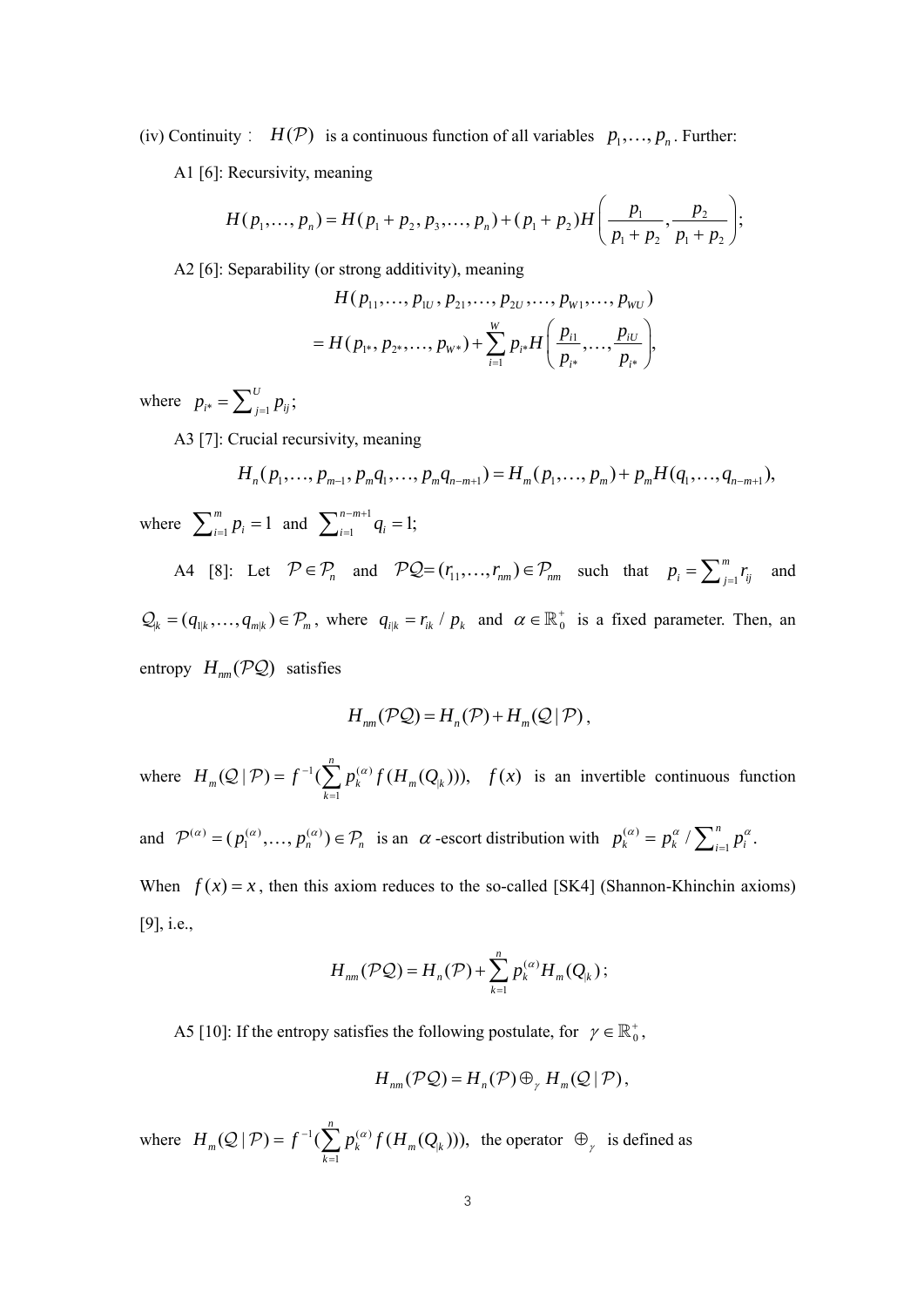(iv) Continuity： $H(\mathcal{P})$ is a continuous function of all variables $p_1, \ldots, p_n$. Further:

A1 [6]: Recursivity, meaning

$$H(p_1, \ldots, p_n) = H(p_1 + p_2, p_3, \ldots, p_n) + (p_1 + p_2) H\left( \frac{p_1}{p_1 + p_2}, \frac{p_2}{p_1 + p_2} \right);$$

A2 [6]: Separability (or strong additivity), meaning

$$\begin{aligned} &H(p_{11}, \ldots, p_{1U}, p_{21}, \ldots, p_{2U}, \ldots, p_{W1}, \ldots, p_{WU}) \\ &= H(p_{1*}, p_{2*}, \ldots, p_{W*}) + \sum_{i=1}^{W} p_{i*} H\left( \frac{p_{i1}}{p_{i*}}, \ldots, \frac{p_{iU}}{p_{i*}} \right), \end{aligned}$$

where $p_{i*} = \sum_{j=1}^{U} p_{ij}$;

A3 [7]: Crucial recursivity, meaning

$$H_n(p_1, \ldots, p_{m-1}, p_m q_1, \ldots, p_m q_{n-m+1}) = H_m(p_1, \ldots, p_m) + p_m H(q_1, \ldots, q_{n-m+1}),$$

where $\sum_{i=1}^{m} p_i = 1$ and $\sum_{i=1}^{n-m+1} q_i = 1$;

A4 [8]: Let $\mathcal{P} \in \mathcal{P}_n$ and $\mathcal{PQ} = (r_{11}, \ldots, r_{nm}) \in \mathcal{P}_{nm}$ such that $p_i = \sum_{j=1}^{m} r_{ij}$ and $\mathcal{Q}_{|k} = (q_{1|k}, \ldots, q_{m|k}) \in \mathcal{P}_m$, where $q_{i|k} = r_{ik} / p_k$ and $\alpha \in \mathbb{R}_0^+$ is a fixed parameter. Then, an entropy $H_{nm}(\mathcal{PQ})$ satisfies

$$H_{nm}(\mathcal{PQ}) = H_n(\mathcal{P}) + H_m(\mathcal{Q} \,|\, \mathcal{P}),$$

where $H_m(\mathcal{Q} \,|\, \mathcal{P}) = f^{-1}\left(\sum_{k=1}^{n} p_k^{(\alpha)} f(H_m(Q_{|k}))\right)$, $f(x)$ is an invertible continuous function and $\mathcal{P}^{(\alpha)} = (p_1^{(\alpha)}, \ldots, p_n^{(\alpha)}) \in \mathcal{P}_n$ is an $\alpha$-escort distribution with $p_k^{(\alpha)} = p_k^{\alpha} / \sum_{i=1}^{n} p_i^{\alpha}$. When $f(x) = x$, then this axiom reduces to the so-called [SK4] (Shannon-Khinchin axioms) [9], i.e.,

$$H_{nm}(\mathcal{PQ}) = H_n(\mathcal{P}) + \sum_{k=1}^{n} p_k^{(\alpha)} H_m(Q_{|k});$$

A5 [10]: If the entropy satisfies the following postulate, for $\gamma \in \mathbb{R}_0^+$,

$$H_{nm}(\mathcal{PQ}) = H_n(\mathcal{P}) \oplus_{\gamma} H_m(\mathcal{Q} \,|\, \mathcal{P}),$$

where $H_m(\mathcal{Q} \,|\, \mathcal{P}) = f^{-1}\left(\sum_{k=1}^{n} p_k^{(\alpha)} f(H_m(Q_{|k}))\right)$, the operator $\oplus_{\gamma}$ is defined as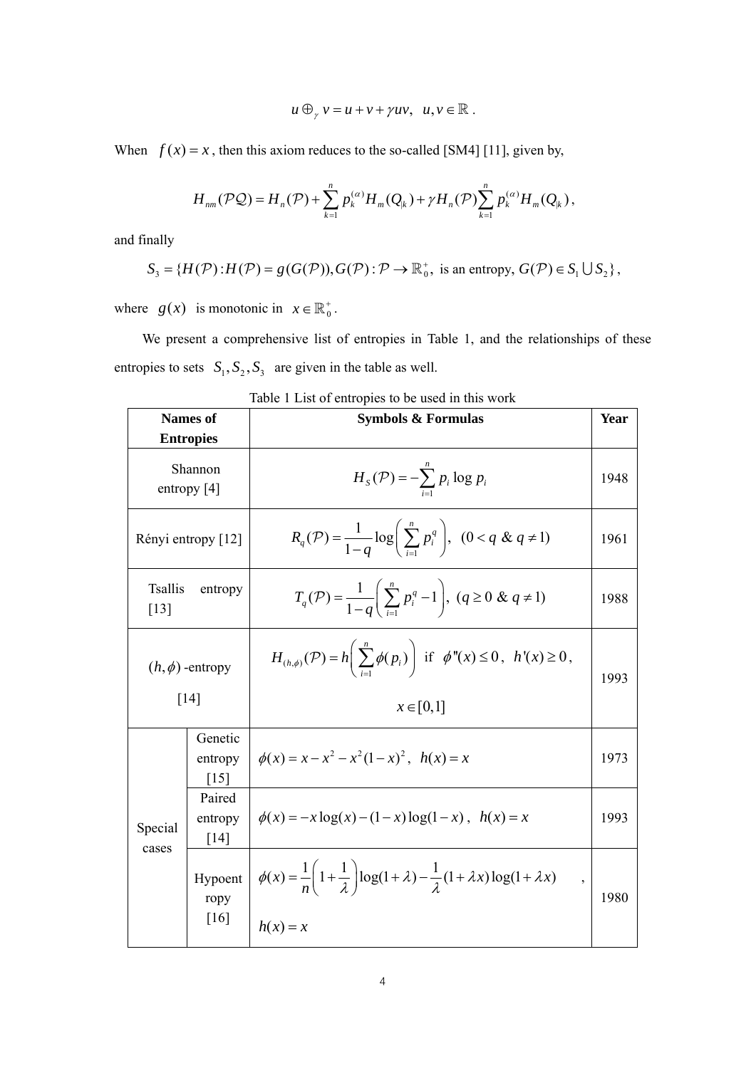$$u \oplus_{\gamma} v = u + v + \gamma uv, \quad u, v \in \mathbb{R} .$$

When $f(x) = x$, then this axiom reduces to the so-called [SM4] [11], given by,

$$H_{nm}(\mathcal{P}\mathcal{Q}) = H_n(\mathcal{P}) + \sum_{k=1}^{n} p_k^{(\alpha)} H_m(Q_{|k}) + \gamma H_n(\mathcal{P}) \sum_{k=1}^{n} p_k^{(\alpha)} H_m(Q_{|k}) ,$$

and finally

$$S_3 = \{H(\mathcal{P}) : H(\mathcal{P}) = g(G(\mathcal{P})), G(\mathcal{P}) : \mathcal{P} \to \mathbb{R}_0^+, \text{ is an entropy, } G(\mathcal{P}) \in S_1 \bigcup S_2\} ,$$

where $g(x)$ is monotonic in $x \in \mathbb{R}_0^+$.

We present a comprehensive list of entropies in Table 1, and the relationships of these entropies to sets $S_1, S_2, S_3$ are given in the table as well.

Table 1 List of entropies to be used in this work

| **Names of Entropies** | | **Symbols & Formulas** | **Year** |
|---|---|---|---|
| Shannon entropy [4] | | $H_S(\mathcal{P}) = -\sum_{i=1}^{n} p_i \log p_i$ | 1948 |
| Rényi entropy [12] | | $R_q(\mathcal{P}) = \frac{1}{1-q} \log\left( \sum_{i=1}^{n} p_i^q \right), \ (0 < q \ \& \ q \neq 1)$ | 1961 |
| Tsallis entropy [13] | | $T_q(\mathcal{P}) = \frac{1}{1-q} \left( \sum_{i=1}^{n} p_i^q - 1 \right), \ (q \geq 0 \ \& \ q \neq 1)$ | 1988 |
| $(h, \phi)$ -entropy [14] | | $H_{(h,\phi)}(\mathcal{P}) = h\left( \sum_{i=1}^{n} \phi(p_i) \right)$ if $\phi''(x) \leq 0$, $h'(x) \geq 0$, $x \in [0,1]$ | 1993 |
| Special cases | Genetic entropy [15] | $\phi(x) = x - x^2 - x^2(1-x)^2, \ h(x) = x$ | 1973 |
| | Paired entropy [14] | $\phi(x) = -x\log(x) - (1-x)\log(1-x), \ h(x) = x$ | 1993 |
| | Hypoentropy [16] | $\phi(x) = \frac{1}{n}\left(1 + \frac{1}{\lambda}\right)\log(1+\lambda) - \frac{1}{\lambda}(1+\lambda x)\log(1+\lambda x)$, $h(x) = x$ | 1980 |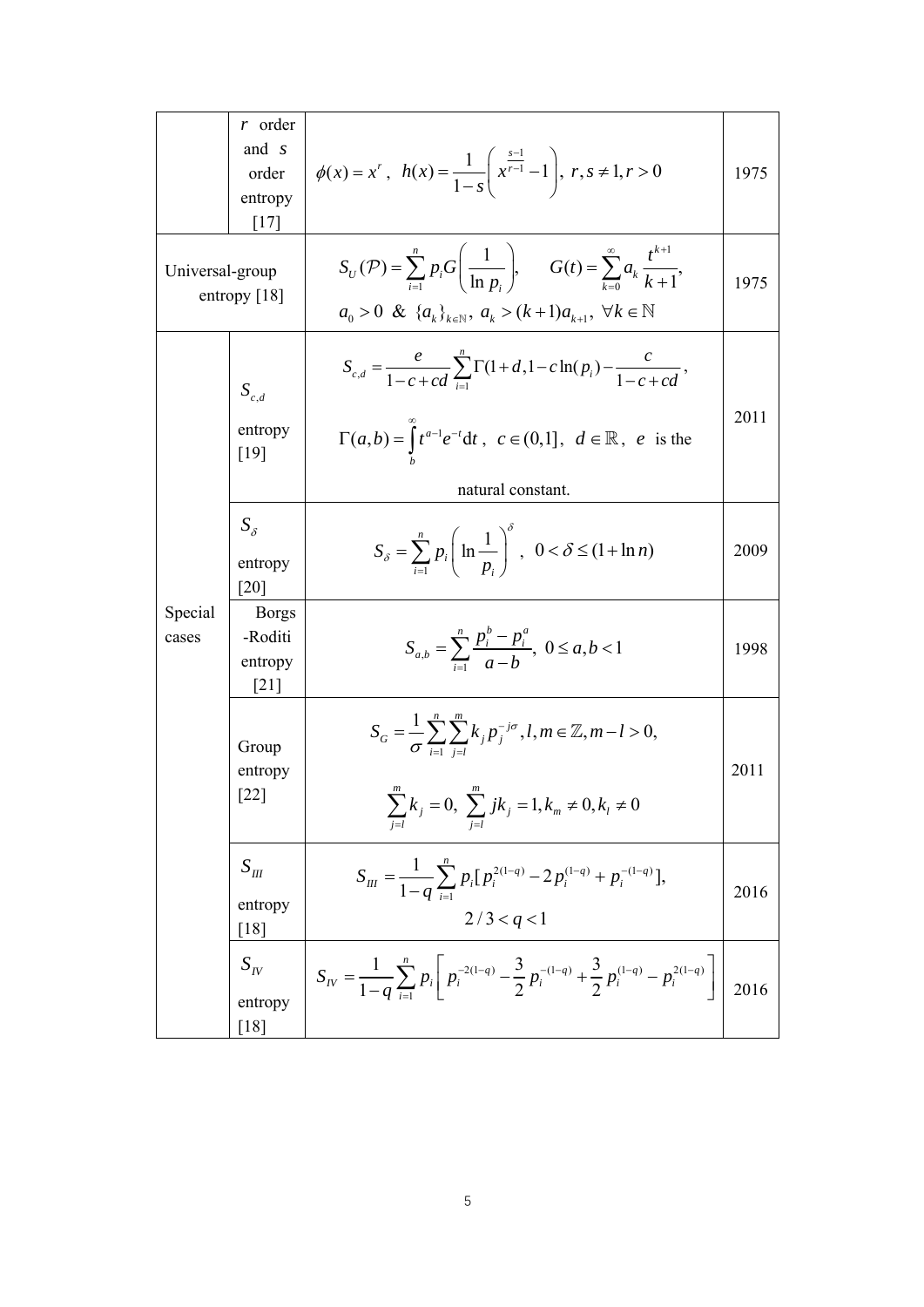|  |  |  |  |
|---|---|---|---|
|  | $r$ order and $s$ order entropy [17] | $\phi(x)=x^r$, $h(x)=\frac{1}{1-s}\left(x^{\frac{s-1}{r-1}}-1\right)$, $r,s\neq 1, r>0$ | 1975 |
| Universal-group entropy [18] |  | $S_U(\mathcal{P})=\sum_{i=1}^{n} p_i G\left(\frac{1}{\ln p_i}\right)$, $G(t)=\sum_{k=0}^{\infty} a_k \frac{t^{k+1}}{k+1}$, $a_0>0$ & $\{a_k\}_{k\in\mathbb{N}}$, $a_k>(k+1)a_{k+1}$, $\forall k\in\mathbb{N}$ | 1975 |
| Special cases | $S_{c,d}$ entropy [19] | $S_{c,d}=\frac{e}{1-c+cd}\sum_{i=1}^{n}\Gamma(1+d,1-c\ln(p_i)-\frac{c}{1-c+cd}$, $\Gamma(a,b)=\int_b^{\infty} t^{a-1}e^{-t}\mathrm{d}t$, $c\in(0,1]$, $d\in\mathbb{R}$, $e$ is the natural constant. | 2011 |
|  | $S_{\delta}$ entropy [20] | $S_{\delta}=\sum_{i=1}^{n} p_i\left(\ln\frac{1}{p_i}\right)^{\delta}$, $0<\delta\leq(1+\ln n)$ | 2009 |
|  | Borgs -Roditi entropy [21] | $S_{a,b}=\sum_{i=1}^{n}\frac{p_i^b-p_i^a}{a-b}$, $0\leq a,b<1$ | 1998 |
|  | Group entropy [22] | $S_G=\frac{1}{\sigma}\sum_{i=1}^{n}\sum_{j=l}^{m} k_j p_j^{-j\sigma}, l,m\in\mathbb{Z}, m-l>0$, $\sum_{j=l}^{m} k_j=0$, $\sum_{j=l}^{m} jk_j=1, k_m\neq 0, k_l\neq 0$ | 2011 |
|  | $S_{III}$ entropy [18] | $S_{III}=\frac{1}{1-q}\sum_{i=1}^{n} p_i[p_i^{2(1-q)}-2p_i^{(1-q)}+p_i^{-(1-q)}]$, $2/3<q<1$ | 2016 |
|  | $S_{IV}$ entropy [18] | $S_{IV}=\frac{1}{1-q}\sum_{i=1}^{n} p_i\left[p_i^{-2(1-q)}-\frac{3}{2}p_i^{-(1-q)}+\frac{3}{2}p_i^{(1-q)}-p_i^{2(1-q)}\right]$ | 2016 |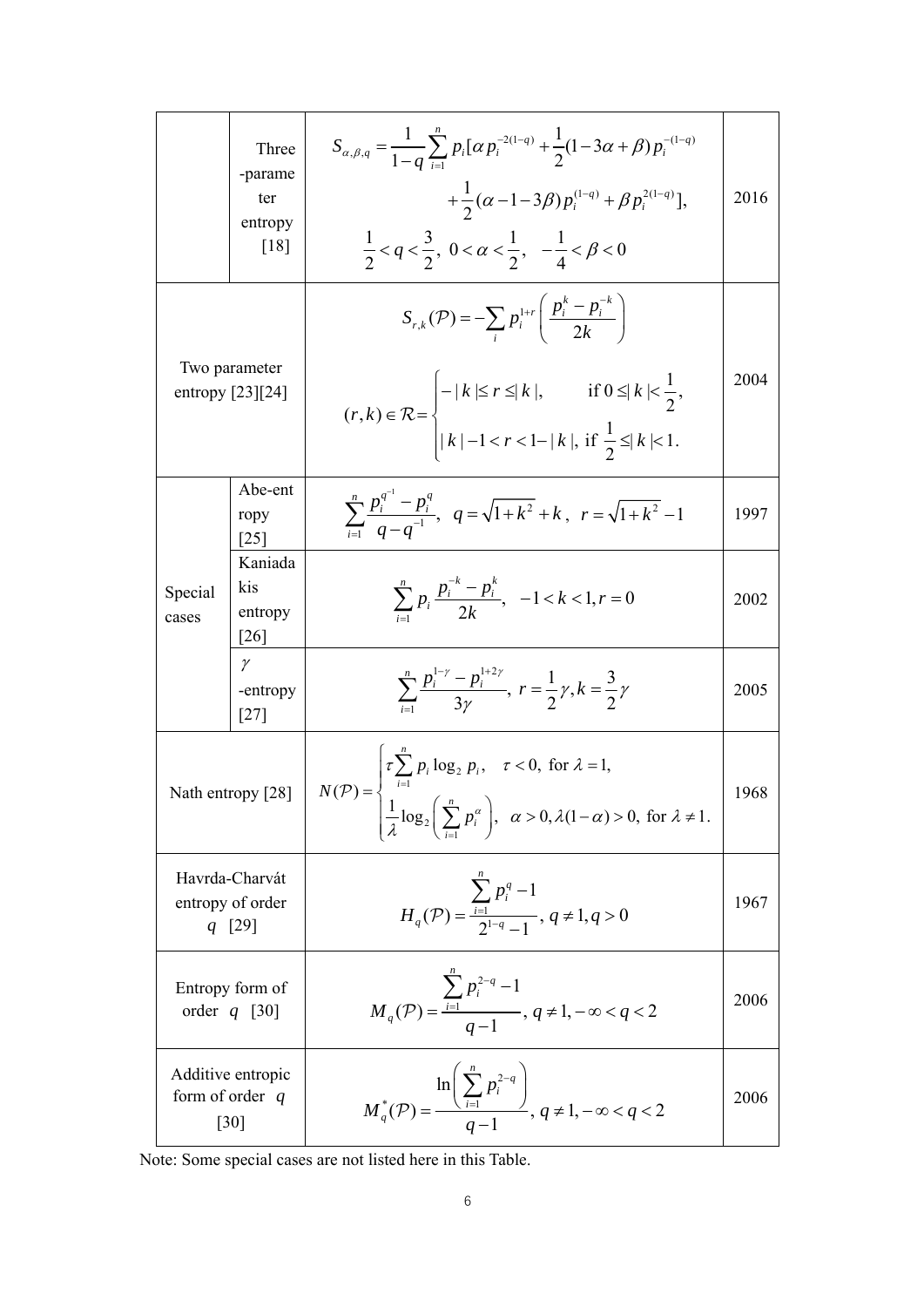|  |  |  |  |
|---|---|---|---|
|  | Three-parameter entropy [18] | $S_{\alpha,\beta,q} = \frac{1}{1-q}\sum_{i=1}^{n} p_i[\alpha p_i^{-2(1-q)} + \frac{1}{2}(1-3\alpha+\beta)p_i^{-(1-q)} + \frac{1}{2}(\alpha-1-3\beta)p_i^{(1-q)} + \beta p_i^{2(1-q)}]$, $\frac{1}{2} < q < \frac{3}{2},\ 0 < \alpha < \frac{1}{2},\ -\frac{1}{4} < \beta < 0$ | 2016 |
| Two parameter entropy [23][24] |  | $S_{r,k}(\mathcal{P}) = -\sum_i p_i^{1+r}\left(\frac{p_i^k - p_i^{-k}}{2k}\right)$ $(r,k) \in \mathcal{R} = \begin{cases} -\lvert k\rvert \le r \le \lvert k\rvert, & \text{if } 0 \le \lvert k\rvert < \frac{1}{2}, \\ \lvert k\rvert - 1 < r < 1 - \lvert k\rvert, & \text{if } \frac{1}{2} \le \lvert k\rvert < 1. \end{cases}$ | 2004 |
| Special cases | Abe-entropy [25] | $\sum_{i=1}^{n} \frac{p_i^{q^{-1}} - p_i^q}{q - q^{-1}},\ \ q = \sqrt{1+k^2} + k,\ r = \sqrt{1+k^2} - 1$ | 1997 |
|  | Kaniadakis entropy [26] | $\sum_{i=1}^{n} p_i \frac{p_i^{-k} - p_i^k}{2k},\ \ -1 < k < 1, r = 0$ | 2002 |
|  | $\gamma$-entropy [27] | $\sum_{i=1}^{n} \frac{p_i^{1-\gamma} - p_i^{1+2\gamma}}{3\gamma},\ r = \frac{1}{2}\gamma, k = \frac{3}{2}\gamma$ | 2005 |
| Nath entropy [28] |  | $N(\mathcal{P}) = \begin{cases} \tau \sum_{i=1}^{n} p_i \log_2 p_i, & \tau < 0, \text{ for } \lambda = 1, \\ \frac{1}{\lambda}\log_2\left(\sum_{i=1}^{n} p_i^{\alpha}\right), & \alpha > 0, \lambda(1-\alpha) > 0, \text{ for } \lambda \ne 1. \end{cases}$ | 1968 |
| Havrda-Charvát entropy of order $q$ [29] |  | $H_q(\mathcal{P}) = \frac{\sum_{i=1}^{n} p_i^q - 1}{2^{1-q} - 1},\ q \ne 1, q > 0$ | 1967 |
| Entropy form of order $q$ [30] |  | $M_q(\mathcal{P}) = \frac{\sum_{i=1}^{n} p_i^{2-q} - 1}{q-1},\ q \ne 1, -\infty < q < 2$ | 2006 |
| Additive entropic form of order $q$ [30] |  | $M_q^*(\mathcal{P}) = \frac{\ln\left(\sum_{i=1}^{n} p_i^{2-q}\right)}{q-1},\ q \ne 1, -\infty < q < 2$ | 2006 |

Note: Some special cases are not listed here in this Table.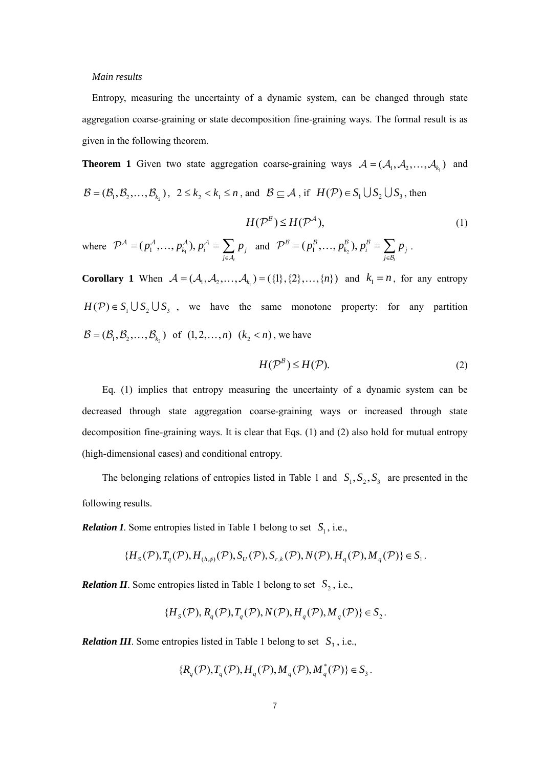*Main results*

Entropy, measuring the uncertainty of a dynamic system, can be changed through state aggregation coarse-graining or state decomposition fine-graining ways. The formal result is as given in the following theorem.

**Theorem 1** Given two state aggregation coarse-graining ways $\mathcal{A} = (\mathcal{A}_1, \mathcal{A}_2, \ldots, \mathcal{A}_{k_1})$ and $\mathcal{B} = (\mathcal{B}_1, \mathcal{B}_2, \ldots, \mathcal{B}_{k_2})$, $2 \le k_2 < k_1 \le n$, and $\mathcal{B} \subseteq \mathcal{A}$, if $H(\mathcal{P}) \in S_1 \bigcup S_2 \bigcup S_3$, then

$$H(\mathcal{P}^{\mathcal{B}}) \le H(\mathcal{P}^{\mathcal{A}}), \tag{1}$$

where $\mathcal{P}^{\mathcal{A}} = (p_1^{\mathcal{A}}, \ldots, p_{k_1}^{\mathcal{A}}), p_i^{\mathcal{A}} = \sum_{j \in \mathcal{A}_i} p_j$ and $\mathcal{P}^{\mathcal{B}} = (p_1^{\mathcal{B}}, \ldots, p_{k_2}^{\mathcal{B}}), p_i^{\mathcal{B}} = \sum_{j \in \mathcal{B}_i} p_j$.

**Corollary 1** When $\mathcal{A} = (\mathcal{A}_1, \mathcal{A}_2, \ldots, \mathcal{A}_{k_1}) = (\{1\}, \{2\}, \ldots, \{n\})$ and $k_1 = n$, for any entropy $H(\mathcal{P}) \in S_1 \bigcup S_2 \bigcup S_3$, we have the same monotone property: for any partition $\mathcal{B} = (\mathcal{B}_1, \mathcal{B}_2, \ldots, \mathcal{B}_{k_2})$ of $(1, 2, \ldots, n)$ $(k_2 < n)$, we have

$$H(\mathcal{P}^{\mathcal{B}}) \le H(\mathcal{P}). \tag{2}$$

Eq. (1) implies that entropy measuring the uncertainty of a dynamic system can be decreased through state aggregation coarse-graining ways or increased through state decomposition fine-graining ways. It is clear that Eqs. (1) and (2) also hold for mutual entropy (high-dimensional cases) and conditional entropy.

The belonging relations of entropies listed in Table 1 and $S_1, S_2, S_3$ are presented in the following results.

***Relation I***. Some entropies listed in Table 1 belong to set $S_1$, i.e.,

$$\{H_S(\mathcal{P}), T_q(\mathcal{P}), H_{(h,\phi)}(\mathcal{P}), S_U(\mathcal{P}), S_{r,k}(\mathcal{P}), N(\mathcal{P}), H_q(\mathcal{P}), M_q(\mathcal{P})\} \in S_1.$$

***Relation II***. Some entropies listed in Table 1 belong to set $S_2$, i.e.,

$$\{H_S(\mathcal{P}), R_q(\mathcal{P}), T_q(\mathcal{P}), N(\mathcal{P}), H_q(\mathcal{P}), M_q(\mathcal{P})\} \in S_2.$$

***Relation III***. Some entropies listed in Table 1 belong to set $S_3$, i.e.,

$$\{R_q(\mathcal{P}), T_q(\mathcal{P}), H_q(\mathcal{P}), M_q(\mathcal{P}), M_q^*(\mathcal{P})\} \in S_3.$$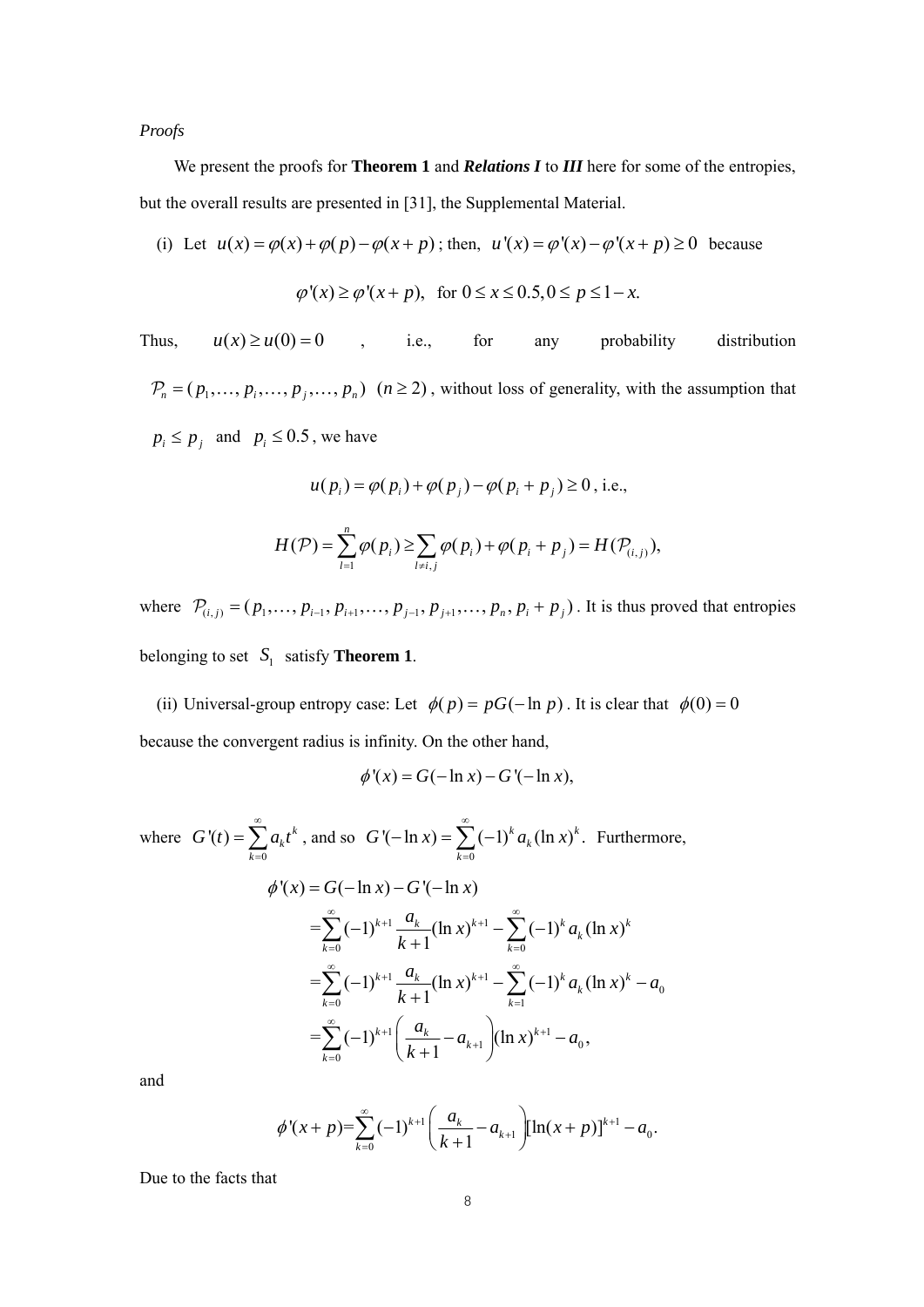*Proofs*

We present the proofs for **Theorem 1** and ***Relations I*** to ***III*** here for some of the entropies, but the overall results are presented in [31], the Supplemental Material.

(i) Let $u(x) = \varphi(x) + \varphi(p) - \varphi(x+p)$; then, $u'(x) = \varphi'(x) - \varphi'(x+p) \geq 0$ because

$$\varphi'(x) \geq \varphi'(x+p), \quad \text{for } 0 \leq x \leq 0.5, 0 \leq p \leq 1-x.$$

Thus, $u(x) \geq u(0) = 0$, i.e., for any probability distribution $\mathcal{P}_n = (p_1, \ldots, p_i, \ldots, p_j, \ldots, p_n)$ $(n \geq 2)$, without loss of generality, with the assumption that $p_i \leq p_j$ and $p_i \leq 0.5$, we have

$$u(p_i) = \varphi(p_i) + \varphi(p_j) - \varphi(p_i + p_j) \geq 0, \text{ i.e.,}$$

$$H(\mathcal{P}) = \sum_{l=1}^{n} \varphi(p_l) \geq \sum_{l \neq i,j} \varphi(p_l) + \varphi(p_i + p_j) = H(\mathcal{P}_{(i,j)}),$$

where $\mathcal{P}_{(i,j)} = (p_1, \ldots, p_{i-1}, p_{i+1}, \ldots, p_{j-1}, p_{j+1}, \ldots, p_n, p_i + p_j)$. It is thus proved that entropies belonging to set $S_1$ satisfy **Theorem 1**.

(ii) Universal-group entropy case: Let $\phi(p) = pG(-\ln p)$. It is clear that $\phi(0) = 0$ because the convergent radius is infinity. On the other hand,

$$\phi'(x) = G(-\ln x) - G'(-\ln x),$$

where $G'(t) = \sum_{k=0}^{\infty} a_k t^k$, and so $G'(-\ln x) = \sum_{k=0}^{\infty} (-1)^k a_k (\ln x)^k$. Furthermore,

$$\begin{aligned}
\phi'(x) &= G(-\ln x) - G'(-\ln x) \\
&= \sum_{k=0}^{\infty} (-1)^{k+1} \frac{a_k}{k+1} (\ln x)^{k+1} - \sum_{k=0}^{\infty} (-1)^k a_k (\ln x)^k \\
&= \sum_{k=0}^{\infty} (-1)^{k+1} \frac{a_k}{k+1} (\ln x)^{k+1} - \sum_{k=1}^{\infty} (-1)^k a_k (\ln x)^k - a_0 \\
&= \sum_{k=0}^{\infty} (-1)^{k+1} \left( \frac{a_k}{k+1} - a_{k+1} \right) (\ln x)^{k+1} - a_0,
\end{aligned}$$

and

$$\phi'(x+p) = \sum_{k=0}^{\infty} (-1)^{k+1} \left( \frac{a_k}{k+1} - a_{k+1} \right) [\ln(x+p)]^{k+1} - a_0.$$

Due to the facts that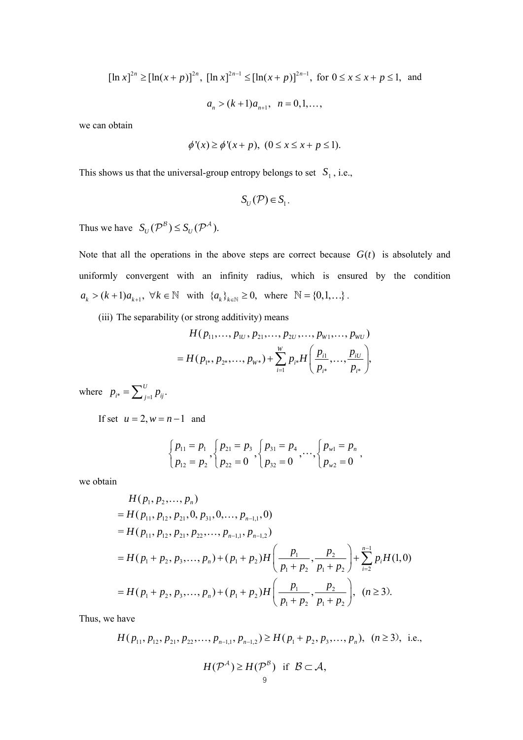$$[\ln x]^{2n} \geq [\ln(x+p)]^{2n},\ [\ln x]^{2n-1} \leq [\ln(x+p)]^{2n-1},\ \text{for } 0 \leq x \leq x+p \leq 1,\ \text{ and}$$

$$a_n > (k+1)a_{n+1},\quad n = 0,1,\ldots,$$

we can obtain

$$\phi'(x) \geq \phi'(x+p),\ (0 \leq x \leq x+p \leq 1).$$

This shows us that the universal-group entropy belongs to set $S_1$, i.e.,

$$S_U(\mathcal{P}) \in S_1.$$

Thus we have $S_U(\mathcal{P}^{\mathcal{B}}) \leq S_U(\mathcal{P}^{\mathcal{A}})$.

Note that all the operations in the above steps are correct because $G(t)$ is absolutely and uniformly convergent with an infinity radius, which is ensured by the condition $a_k > (k+1)a_{k+1},\ \forall k \in \mathbb{N}$ with $\{a_k\}_{k\in\mathbb{N}} \geq 0$, where $\mathbb{N} = \{0,1,\ldots\}$.

(iii) The separability (or strong additivity) means

$$\begin{aligned}
&H(p_{11},\ldots,p_{1U},p_{21},\ldots,p_{2U},\ldots,p_{W1},\ldots,p_{WU}) \\
&= H(p_{1*},p_{2*},\ldots,p_{W*}) + \sum_{i=1}^{W} p_{i*} H\left(\frac{p_{i1}}{p_{i*}},\ldots,\frac{p_{iU}}{p_{i*}}\right),
\end{aligned}$$

where $p_{i*} = \sum_{j=1}^{U} p_{ij}$.

If set $u = 2, w = n-1$ and

$$\begin{cases} p_{11} = p_1 \\ p_{12} = p_2 \end{cases},\begin{cases} p_{21} = p_3 \\ p_{22} = 0 \end{cases},\begin{cases} p_{31} = p_4 \\ p_{32} = 0 \end{cases},\ldots,\begin{cases} p_{w1} = p_n \\ p_{w2} = 0 \end{cases},$$

we obtain

$$\begin{aligned}
&H(p_1,p_2,\ldots,p_n) \\
&= H(p_{11},p_{12},p_{21},0,p_{31},0,\ldots,p_{n-1,1},0) \\
&= H(p_{11},p_{12},p_{21},p_{22},\ldots,p_{n-1,1},p_{n-1,2}) \\
&= H(p_1+p_2,p_3,\ldots,p_n) + (p_1+p_2)H\left(\frac{p_1}{p_1+p_2},\frac{p_2}{p_1+p_2}\right) + \sum_{i=2}^{n-1} p_i H(1,0) \\
&= H(p_1+p_2,p_3,\ldots,p_n) + (p_1+p_2)H\left(\frac{p_1}{p_1+p_2},\frac{p_2}{p_1+p_2}\right),\ (n \geq 3).
\end{aligned}$$

Thus, we have

$$H(p_{11},p_{12},p_{21},p_{22},\ldots,p_{n-1,1},p_{n-1,2}) \geq H(p_1+p_2,p_3,\ldots,p_n),\ (n \geq 3),\ \text{ i.e.,}$$

$$H(\mathcal{P}^{\mathcal{A}}) \geq H(\mathcal{P}^{\mathcal{B}}) \ \text{ if } \ \mathcal{B} \subset \mathcal{A},$$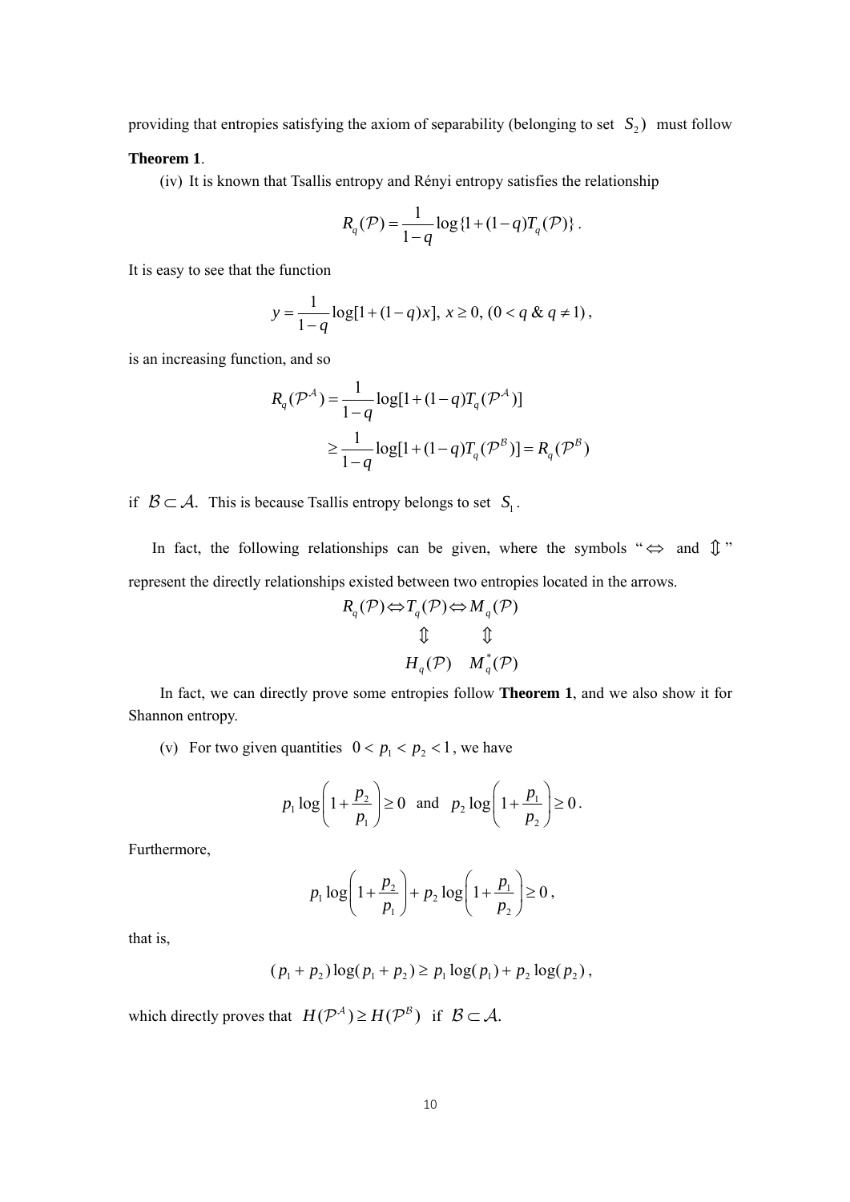providing that entropies satisfying the axiom of separability (belonging to set $S_2$) must follow **Theorem 1**.

(iv) It is known that Tsallis entropy and Rényi entropy satisfies the relationship

$$R_q(\mathcal{P}) = \frac{1}{1-q}\log\{1+(1-q)T_q(\mathcal{P})\}.$$

It is easy to see that the function

$$y = \frac{1}{1-q}\log[1+(1-q)x],\ x \geq 0,\ (0 < q\ \&\ q \neq 1),$$

is an increasing function, and so

$$\begin{aligned} R_q(\mathcal{P}^{\mathcal{A}}) &= \frac{1}{1-q}\log[1+(1-q)T_q(\mathcal{P}^{\mathcal{A}})] \\ &\geq \frac{1}{1-q}\log[1+(1-q)T_q(\mathcal{P}^{\mathcal{B}})] = R_q(\mathcal{P}^{\mathcal{B}}) \end{aligned}$$

if $\mathcal{B} \subset \mathcal{A}$. This is because Tsallis entropy belongs to set $S_1$.

In fact, the following relationships can be given, where the symbols "$\Leftrightarrow$ and $\Updownarrow$" represent the directly relationships existed between two entropies located in the arrows.

$$\begin{array}{ccccc} R_q(\mathcal{P}) & \Leftrightarrow & T_q(\mathcal{P}) & \Leftrightarrow & M_q(\mathcal{P}) \\ & & \Updownarrow & & \Updownarrow \\ & & H_q(\mathcal{P}) & & M_q^*(\mathcal{P}) \end{array}$$

In fact, we can directly prove some entropies follow **Theorem 1**, and we also show it for Shannon entropy.

(v) For two given quantities $0 < p_1 < p_2 < 1$, we have

$$p_1 \log\left(1+\frac{p_2}{p_1}\right) \geq 0 \quad \text{and} \quad p_2 \log\left(1+\frac{p_1}{p_2}\right) \geq 0.$$

Furthermore,

$$p_1 \log\left(1+\frac{p_2}{p_1}\right) + p_2 \log\left(1+\frac{p_1}{p_2}\right) \geq 0,$$

that is,

$$(p_1+p_2)\log(p_1+p_2) \geq p_1\log(p_1) + p_2\log(p_2),$$

which directly proves that $H(\mathcal{P}^{\mathcal{A}}) \geq H(\mathcal{P}^{\mathcal{B}})$ if $\mathcal{B} \subset \mathcal{A}$.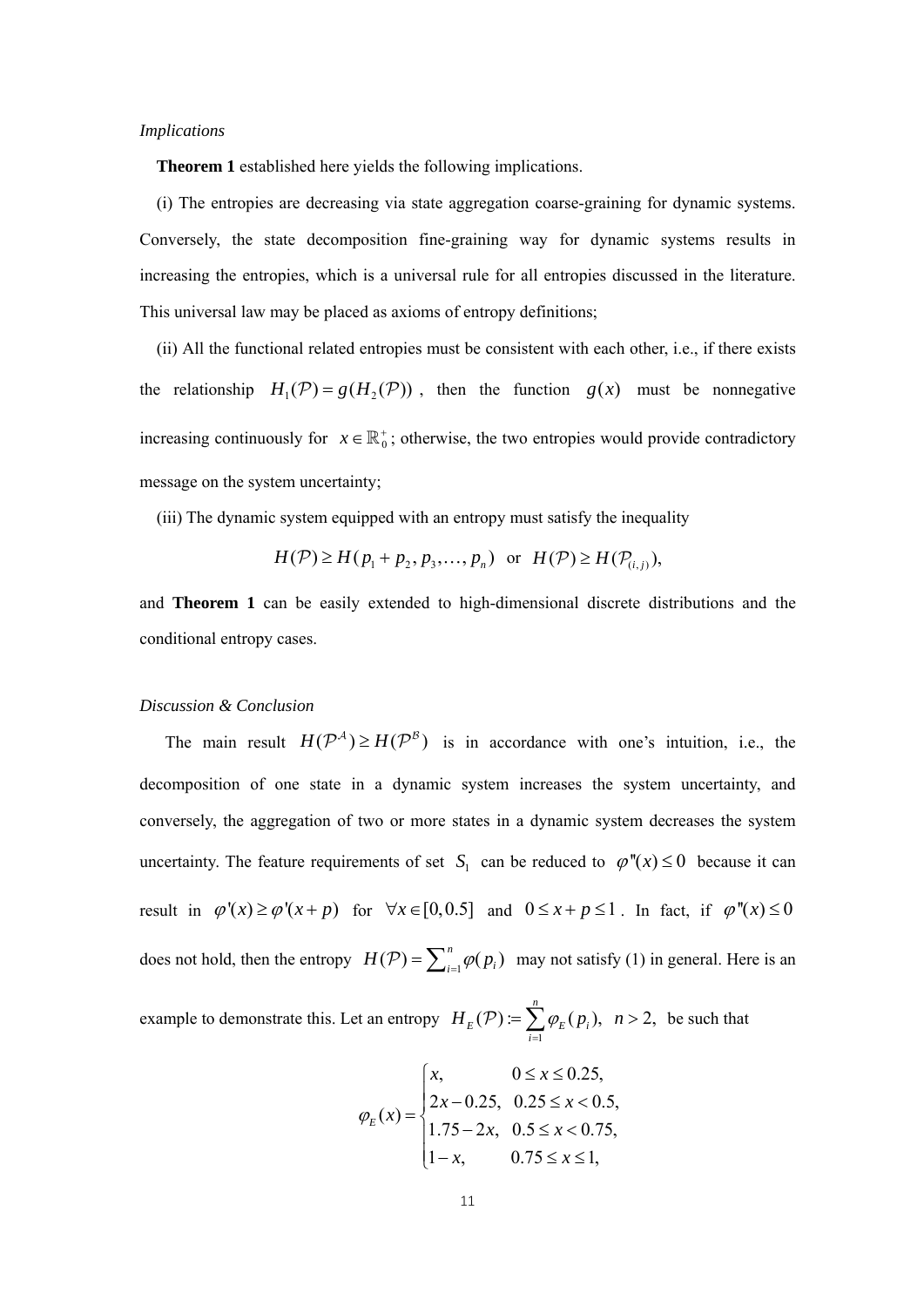*Implications*

**Theorem 1** established here yields the following implications.

(i) The entropies are decreasing via state aggregation coarse-graining for dynamic systems. Conversely, the state decomposition fine-graining way for dynamic systems results in increasing the entropies, which is a universal rule for all entropies discussed in the literature. This universal law may be placed as axioms of entropy definitions;

(ii) All the functional related entropies must be consistent with each other, i.e., if there exists the relationship $H_1(\mathcal{P}) = g(H_2(\mathcal{P}))$ , then the function $g(x)$ must be nonnegative increasing continuously for $x \in \mathbb{R}_0^+$; otherwise, the two entropies would provide contradictory message on the system uncertainty;

(iii) The dynamic system equipped with an entropy must satisfy the inequality

$$H(\mathcal{P}) \geq H(p_1 + p_2, p_3, \ldots, p_n) \quad \text{or} \quad H(\mathcal{P}) \geq H(\mathcal{P}_{(i,j)}),$$

and **Theorem 1** can be easily extended to high-dimensional discrete distributions and the conditional entropy cases.

*Discussion & Conclusion*

The main result $H(\mathcal{P}^{\mathcal{A}}) \geq H(\mathcal{P}^{\mathcal{B}})$ is in accordance with one's intuition, i.e., the decomposition of one state in a dynamic system increases the system uncertainty, and conversely, the aggregation of two or more states in a dynamic system decreases the system uncertainty. The feature requirements of set $S_1$ can be reduced to $\varphi''(x) \leq 0$ because it can result in $\varphi'(x) \geq \varphi'(x+p)$ for $\forall x \in [0, 0.5]$ and $0 \leq x + p \leq 1$. In fact, if $\varphi''(x) \leq 0$ does not hold, then the entropy $H(\mathcal{P}) = \sum_{i=1}^{n} \varphi(p_i)$ may not satisfy (1) in general. Here is an example to demonstrate this. Let an entropy $H_E(\mathcal{P}) := \sum_{i=1}^{n} \varphi_E(p_i), \ n > 2,$ be such that

$$\varphi_E(x) = \begin{cases} x, & 0 \leq x \leq 0.25, \\ 2x - 0.25, & 0.25 \leq x < 0.5, \\ 1.75 - 2x, & 0.5 \leq x < 0.75, \\ 1 - x, & 0.75 \leq x \leq 1, \end{cases}$$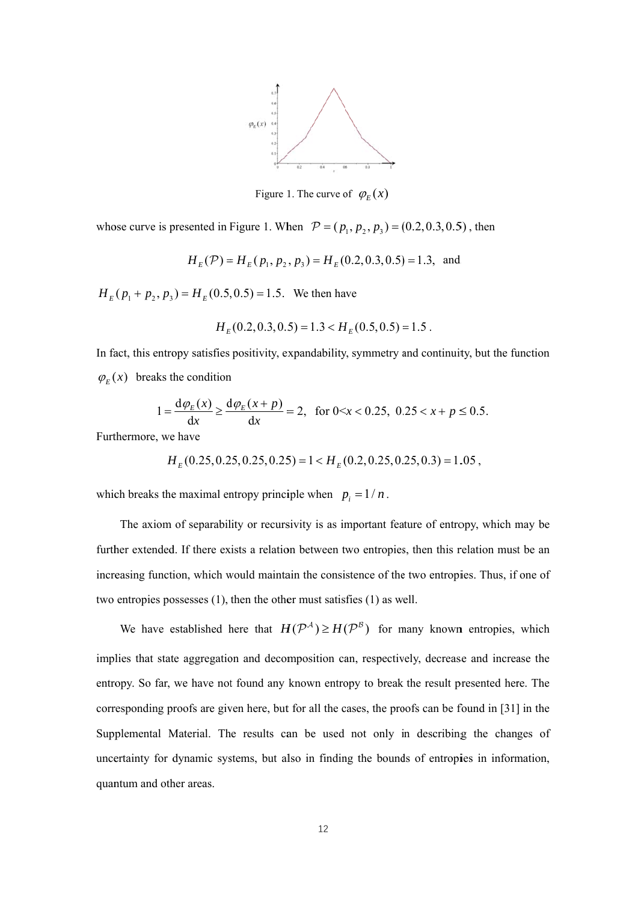Figure 1. The curve of $\varphi_E(x)$

whose curve is presented in Figure 1. When $\mathcal{P} = (p_1, p_2, p_3) = (0.2, 0.3, 0.5)$, then

$$H_E(\mathcal{P}) = H_E(p_1, p_2, p_3) = H_E(0.2, 0.3, 0.5) = 1.3, \text{ and}$$

$H_E(p_1 + p_2, p_3) = H_E(0.5, 0.5) = 1.5.$ We then have

$$H_E(0.2, 0.3, 0.5) = 1.3 < H_E(0.5, 0.5) = 1.5 .$$

In fact, this entropy satisfies positivity, expandability, symmetry and continuity, but the function $\varphi_E(x)$ breaks the condition

$$1 = \frac{\mathrm{d}\varphi_E(x)}{\mathrm{d}x} \geq \frac{\mathrm{d}\varphi_E(x+p)}{\mathrm{d}x} = 2, \text{ for } 0<x < 0.25, \; 0.25 < x + p \leq 0.5.$$

Furthermore, we have

$$H_E(0.25, 0.25, 0.25, 0.25) = 1 < H_E(0.2, 0.25, 0.25, 0.3) = 1.05,$$

which breaks the maximal entropy principle when $p_i = 1/n$.

The axiom of separability or recursivity is as important feature of entropy, which may be further extended. If there exists a relation between two entropies, then this relation must be an increasing function, which would maintain the consistence of the two entropies. Thus, if one of two entropies possesses (1), then the other must satisfies (1) as well.

We have established here that $H(\mathcal{P}^{\mathcal{A}}) \geq H(\mathcal{P}^{\mathcal{B}})$ for many known entropies, which implies that state aggregation and decomposition can, respectively, decrease and increase the entropy. So far, we have not found any known entropy to break the result presented here. The corresponding proofs are given here, but for all the cases, the proofs can be found in [31] in the Supplemental Material. The results can be used not only in describing the changes of uncertainty for dynamic systems, but also in finding the bounds of entropies in information, quantum and other areas.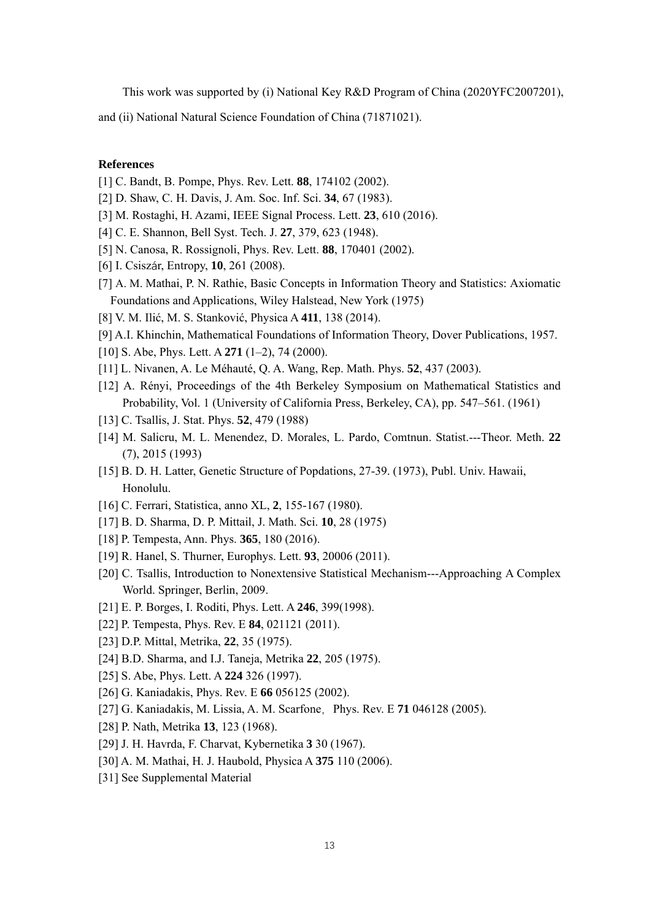This work was supported by (i) National Key R&D Program of China (2020YFC2007201), and (ii) National Natural Science Foundation of China (71871021).

**References**

[1] C. Bandt, B. Pompe, Phys. Rev. Lett. **88**, 174102 (2002).

[2] D. Shaw, C. H. Davis, J. Am. Soc. Inf. Sci. **34**, 67 (1983).

[3] M. Rostaghi, H. Azami, IEEE Signal Process. Lett. **23**, 610 (2016).

[4] C. E. Shannon, Bell Syst. Tech. J. **27**, 379, 623 (1948).

[5] N. Canosa, R. Rossignoli, Phys. Rev. Lett. **88**, 170401 (2002).

[6] I. Csiszár, Entropy, **10**, 261 (2008).

[7] A. M. Mathai, P. N. Rathie, Basic Concepts in Information Theory and Statistics: Axiomatic Foundations and Applications, Wiley Halstead, New York (1975)

[8] V. M. Ilić, M. S. Stanković, Physica A **411**, 138 (2014).

[9] A.I. Khinchin, Mathematical Foundations of Information Theory, Dover Publications, 1957.

[10] S. Abe, Phys. Lett. A **271** (1–2), 74 (2000).

[11] L. Nivanen, A. Le Méhauté, Q. A. Wang, Rep. Math. Phys. **52**, 437 (2003).

[12] A. Rényi, Proceedings of the 4th Berkeley Symposium on Mathematical Statistics and Probability, Vol. 1 (University of California Press, Berkeley, CA), pp. 547–561. (1961)

[13] C. Tsallis, J. Stat. Phys. **52**, 479 (1988)

[14] M. Salicru, M. L. Menendez, D. Morales, L. Pardo, Comtnun. Statist.---Theor. Meth. **22** (7), 2015 (1993)

[15] B. D. H. Latter, Genetic Structure of Popdations, 27-39. (1973), Publ. Univ. Hawaii, Honolulu.

[16] C. Ferrari, Statistica, anno XL, **2**, 155-167 (1980).

[17] B. D. Sharma, D. P. Mittail, J. Math. Sci. **10**, 28 (1975)

[18] P. Tempesta, Ann. Phys. **365**, 180 (2016).

[19] R. Hanel, S. Thurner, Europhys. Lett. **93**, 20006 (2011).

[20] C. Tsallis, Introduction to Nonextensive Statistical Mechanism---Approaching A Complex World. Springer, Berlin, 2009.

[21] E. P. Borges, I. Roditi, Phys. Lett. A **246**, 399(1998).

[22] P. Tempesta, Phys. Rev. E **84**, 021121 (2011).

[23] D.P. Mittal, Metrika, **22**, 35 (1975).

[24] B.D. Sharma, and I.J. Taneja, Metrika **22**, 205 (1975).

[25] S. Abe, Phys. Lett. A **224** 326 (1997).

[26] G. Kaniadakis, Phys. Rev. E **66** 056125 (2002).

[27] G. Kaniadakis, M. Lissia, A. M. Scarfone，Phys. Rev. E **71** 046128 (2005).

[28] P. Nath, Metrika **13**, 123 (1968).

[29] J. H. Havrda, F. Charvat, Kybernetika **3** 30 (1967).

[30] A. M. Mathai, H. J. Haubold, Physica A **375** 110 (2006).

[31] See Supplemental Material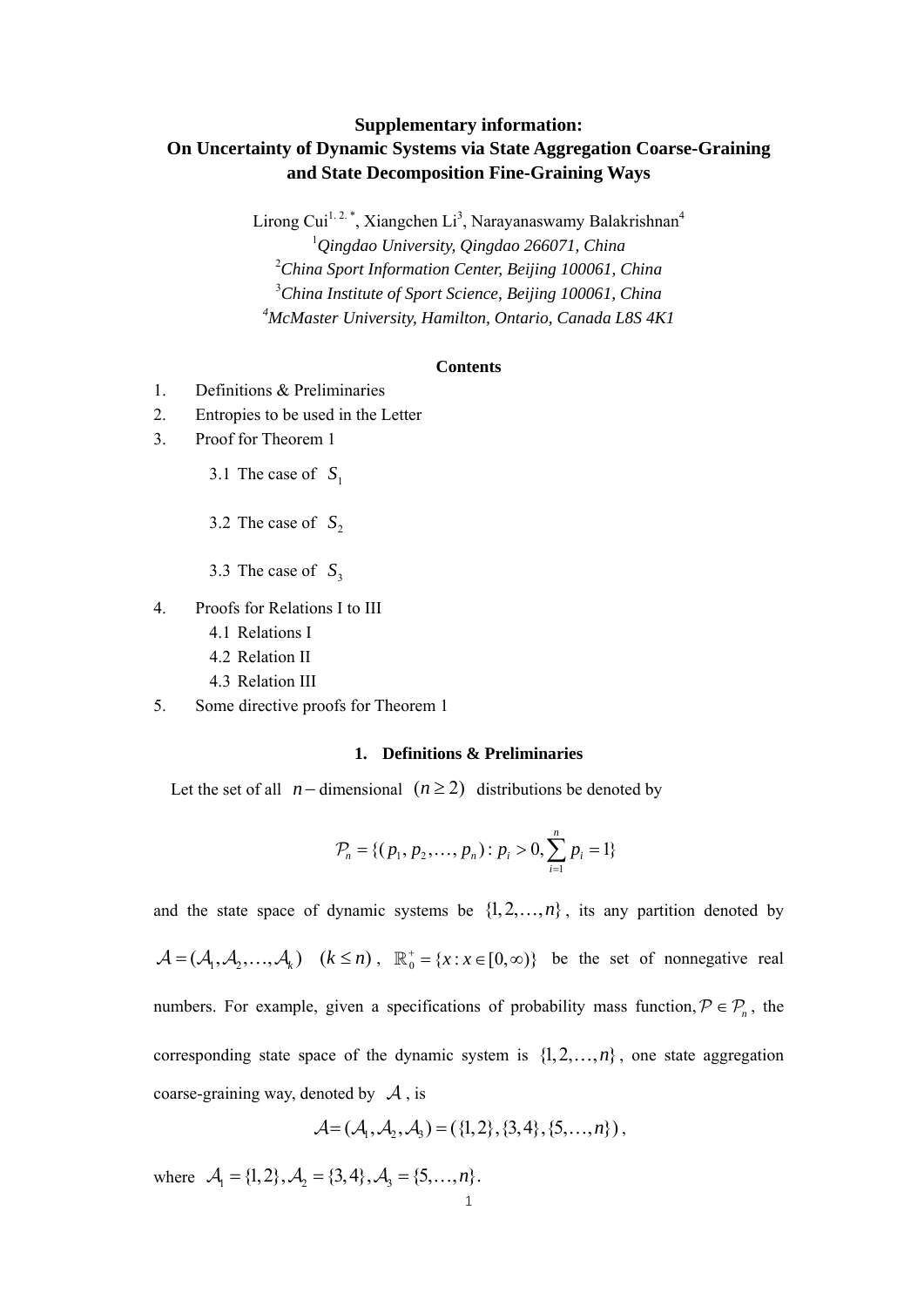# Supplementary information:
# On Uncertainty of Dynamic Systems via State Aggregation Coarse-Graining and State Decomposition Fine-Graining Ways

Lirong Cui[1, 2, *], Xiangchen Li[3], Narayanaswamy Balakrishnan[4]

[1]*Qingdao University, Qingdao 266071, China*

[2]*China Sport Information Center, Beijing 100061, China*

[3]*China Institute of Sport Science, Beijing 100061, China*

[4]*McMaster University, Hamilton, Ontario, Canada L8S 4K1*

**Contents**

1. Definitions & Preliminaries
2. Entropies to be used in the Letter
3. Proof for Theorem 1
   - 3.1 The case of $S_1$
   - 3.2 The case of $S_2$
   - 3.3 The case of $S_3$
4. Proofs for Relations I to III
   - 4.1 Relations I
   - 4.2 Relation II
   - 4.3 Relation III
5. Some directive proofs for Theorem 1

## 1. Definitions & Preliminaries

Let the set of all $n-$dimensional $(n \geq 2)$ distributions be denoted by

$$\mathcal{P}_n = \{(p_1, p_2, \ldots, p_n) : p_i > 0, \sum_{i=1}^{n} p_i = 1\}$$

and the state space of dynamic systems be $\{1, 2, \ldots, n\}$, its any partition denoted by $\mathcal{A} = (\mathcal{A}_1, \mathcal{A}_2, \ldots, \mathcal{A}_k) \quad (k \leq n)$, $\mathbb{R}_0^+ = \{x : x \in [0, \infty)\}$ be the set of nonnegative real numbers. For example, given a specifications of probability mass function, $\mathcal{P} \in \mathcal{P}_n$, the corresponding state space of the dynamic system is $\{1, 2, \ldots, n\}$, one state aggregation coarse-graining way, denoted by $\mathcal{A}$, is

$$\mathcal{A} = (\mathcal{A}_1, \mathcal{A}_2, \mathcal{A}_3) = (\{1, 2\}, \{3, 4\}, \{5, \ldots, n\}),$$

where $\mathcal{A}_1 = \{1, 2\}, \mathcal{A}_2 = \{3, 4\}, \mathcal{A}_3 = \{5, \ldots, n\}$.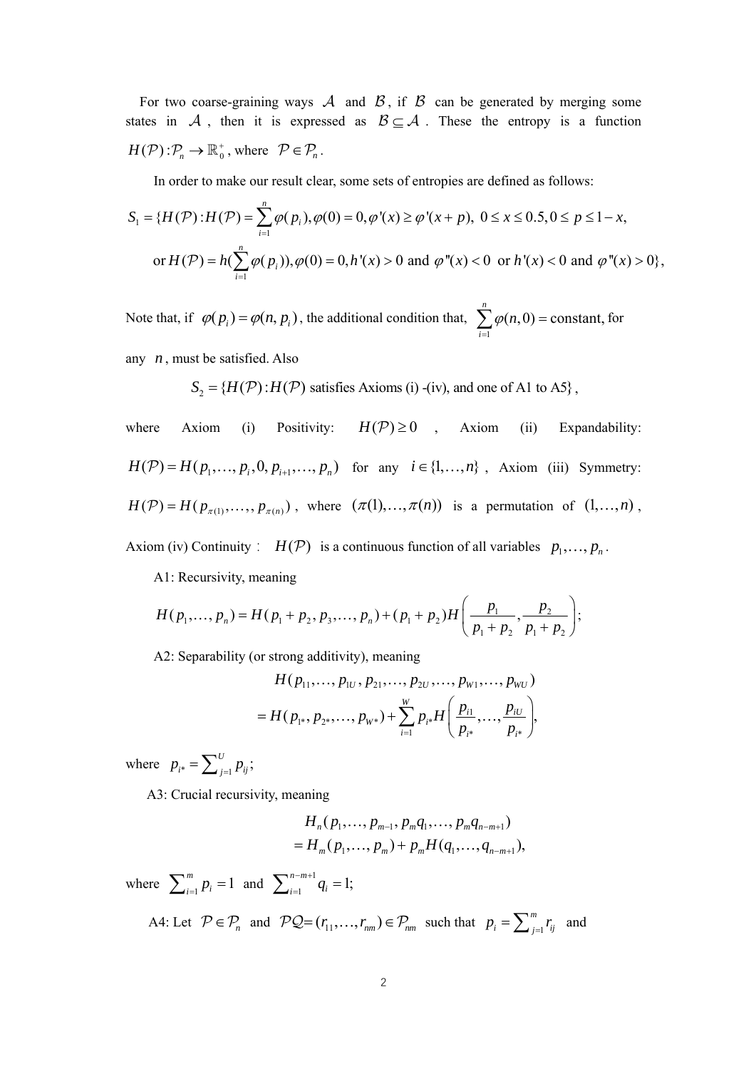For two coarse-graining ways $\mathcal{A}$ and $\mathcal{B}$, if $\mathcal{B}$ can be generated by merging some states in $\mathcal{A}$, then it is expressed as $\mathcal{B} \subseteq \mathcal{A}$. These the entropy is a function $H(\mathcal{P}) : \mathcal{P}_n \to \mathbb{R}_0^+$, where $\mathcal{P} \in \mathcal{P}_n$.

In order to make our result clear, some sets of entropies are defined as follows:

$$S_1 = \{H(\mathcal{P}) : H(\mathcal{P}) = \sum_{i=1}^{n} \varphi(p_i), \varphi(0) = 0, \varphi'(x) \geq \varphi'(x+p),\ 0 \leq x \leq 0.5, 0 \leq p \leq 1-x,$$

$$\text{or } H(\mathcal{P}) = h(\sum_{i=1}^{n} \varphi(p_i)), \varphi(0) = 0, h'(x) > 0 \text{ and } \varphi''(x) < 0 \text{ or } h'(x) < 0 \text{ and } \varphi''(x) > 0\},$$

Note that, if $\varphi(p_i) = \varphi(n, p_i)$, the additional condition that, $\sum_{i=1}^{n} \varphi(n, 0) = \text{constant}$, for any $n$, must be satisfied. Also

$$S_2 = \{H(\mathcal{P}) : H(\mathcal{P}) \text{ satisfies Axioms (i) -(iv), and one of A1 to A5}\},$$

where Axiom (i) Positivity: $H(\mathcal{P}) \geq 0$, Axiom (ii) Expandability: $H(\mathcal{P}) = H(p_1, \ldots, p_i, 0, p_{i+1}, \ldots, p_n)$ for any $i \in \{1, \ldots, n\}$, Axiom (iii) Symmetry: $H(\mathcal{P}) = H(p_{\pi(1)}, \ldots, p_{\pi(n)})$, where $(\pi(1), \ldots, \pi(n))$ is a permutation of $(1, \ldots, n)$, Axiom (iv) Continuity: $H(\mathcal{P})$ is a continuous function of all variables $p_1, \ldots, p_n$.

A1: Recursivity, meaning

$$H(p_1, \ldots, p_n) = H(p_1 + p_2, p_3, \ldots, p_n) + (p_1 + p_2) H\left(\frac{p_1}{p_1 + p_2}, \frac{p_2}{p_1 + p_2}\right);$$

A2: Separability (or strong additivity), meaning

$$\begin{aligned} &H(p_{11}, \ldots, p_{1U}, p_{21}, \ldots, p_{2U}, \ldots, p_{W1}, \ldots, p_{WU}) \\ &= H(p_{1*}, p_{2*}, \ldots, p_{W*}) + \sum_{i=1}^{W} p_{i*} H\left(\frac{p_{i1}}{p_{i*}}, \ldots, \frac{p_{iU}}{p_{i*}}\right), \end{aligned}$$

where $p_{i*} = \sum_{j=1}^{U} p_{ij}$;

A3: Crucial recursivity, meaning

$$\begin{aligned} &H_n(p_1, \ldots, p_{m-1}, p_m q_1, \ldots, p_m q_{n-m+1}) \\ &= H_m(p_1, \ldots, p_m) + p_m H(q_1, \ldots, q_{n-m+1}), \end{aligned}$$

where $\sum_{i=1}^{m} p_i = 1$ and $\sum_{i=1}^{n-m+1} q_i = 1$;

A4: Let $\mathcal{P} \in \mathcal{P}_n$ and $\mathcal{PQ} = (r_{11}, \ldots, r_{nm}) \in \mathcal{P}_{nm}$ such that $p_i = \sum_{j=1}^{m} r_{ij}$ and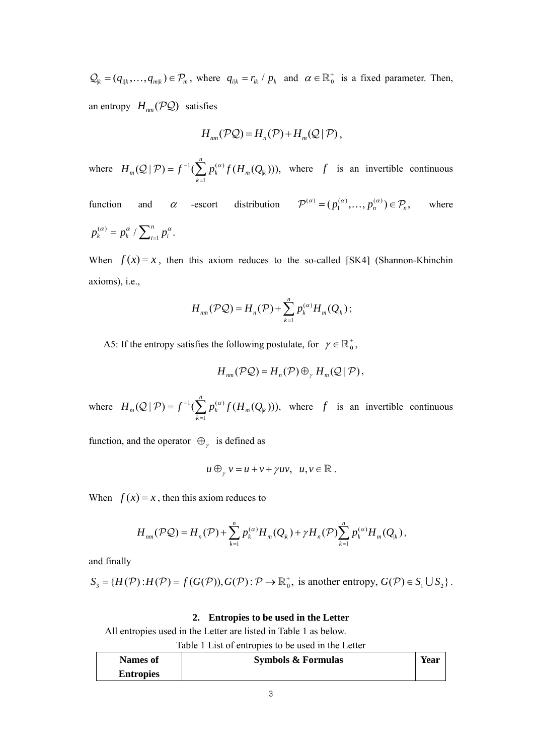$\mathcal{Q}_{|k} = (q_{1|k}, \ldots, q_{m|k}) \in \mathcal{P}_m$, where $q_{i|k} = r_{ik} / p_k$ and $\alpha \in \mathbb{R}_0^+$ is a fixed parameter. Then, an entropy $H_{nm}(\mathcal{PQ})$ satisfies

$$H_{nm}(\mathcal{PQ}) = H_n(\mathcal{P}) + H_m(\mathcal{Q} \mid \mathcal{P}),$$

where $H_m(\mathcal{Q} \mid \mathcal{P}) = f^{-1}(\sum_{k=1}^{n} p_k^{(\alpha)} f(H_m(Q_{|k})))$, where $f$ is an invertible continuous function and $\alpha$ -escort distribution $\mathcal{P}^{(\alpha)} = (p_1^{(\alpha)}, \ldots, p_n^{(\alpha)}) \in \mathcal{P}_n$, where $p_k^{(\alpha)} = p_k^{\alpha} / \sum_{i=1}^{n} p_i^{\alpha}$.

When $f(x) = x$, then this axiom reduces to the so-called [SK4] (Shannon-Khinchin axioms), i.e.,

$$H_{nm}(\mathcal{PQ}) = H_n(\mathcal{P}) + \sum_{k=1}^{n} p_k^{(\alpha)} H_m(Q_{|k});$$

A5: If the entropy satisfies the following postulate, for $\gamma \in \mathbb{R}_0^+$,

$$H_{nm}(\mathcal{PQ}) = H_n(\mathcal{P}) \oplus_\gamma H_m(\mathcal{Q} \mid \mathcal{P}),$$

where $H_m(\mathcal{Q} \mid \mathcal{P}) = f^{-1}(\sum_{k=1}^{n} p_k^{(\alpha)} f(H_m(Q_{|k})))$, where $f$ is an invertible continuous function, and the operator $\oplus_\gamma$ is defined as

$$u \oplus_\gamma v = u + v + \gamma uv, \quad u, v \in \mathbb{R}.$$

When $f(x) = x$, then this axiom reduces to

$$H_{nm}(\mathcal{PQ}) = H_n(\mathcal{P}) + \sum_{k=1}^{n} p_k^{(\alpha)} H_m(Q_{|k}) + \gamma H_n(\mathcal{P}) \sum_{k=1}^{n} p_k^{(\alpha)} H_m(Q_{|k}),$$

and finally

$S_3 = \{H(\mathcal{P}) : H(\mathcal{P}) = f(G(\mathcal{P})), G(\mathcal{P}) : \mathcal{P} \to \mathbb{R}_0^+, \text{ is another entropy}, G(\mathcal{P}) \in S_1 \bigcup S_2\}$.

## 2. Entropies to be used in the Letter

All entropies used in the Letter are listed in Table 1 as below.

Table 1 List of entropies to be used in the Letter

| Names of Entropies | Symbols & Formulas | Year |
|---|---|---|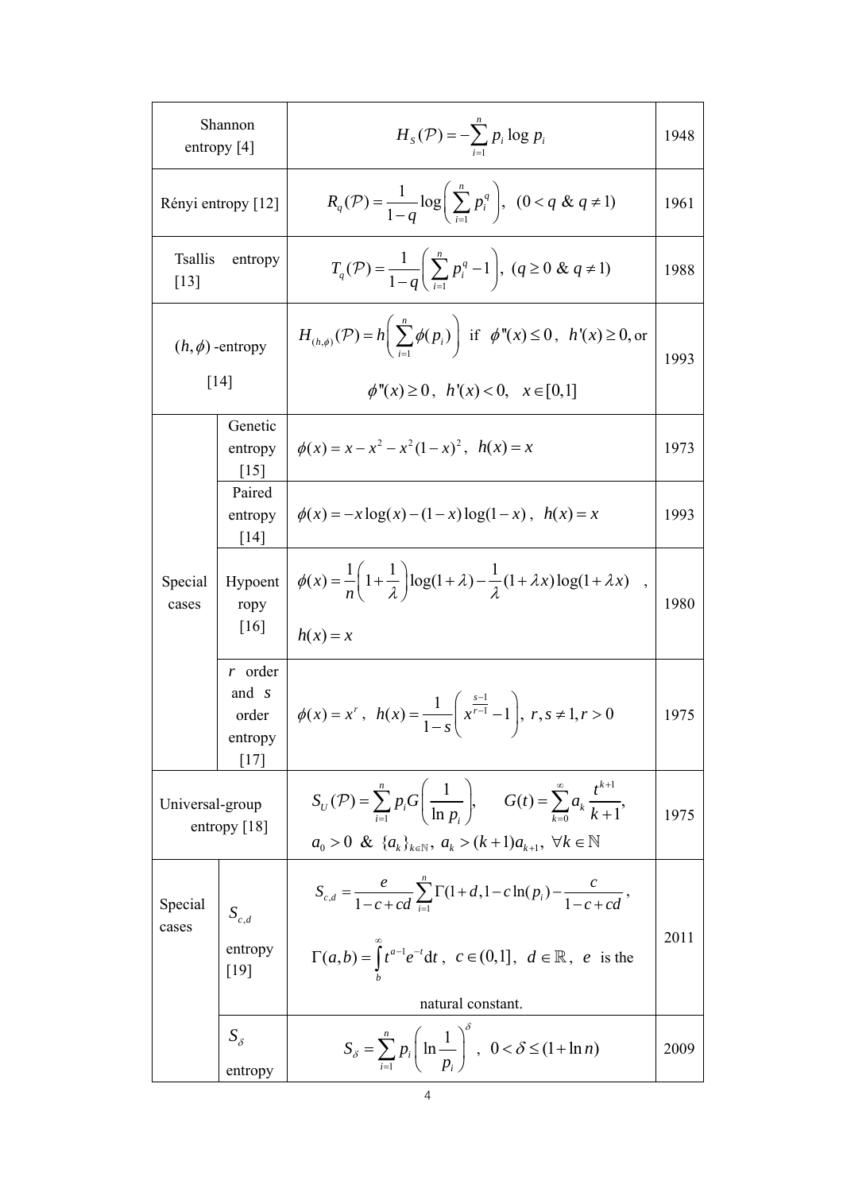| | | | |
|---|---|---|---|
| Shannon entropy [4] | | $H_S(\mathcal{P}) = -\sum_{i=1}^{n} p_i \log p_i$ | 1948 |
| Rényi entropy [12] | | $R_q(\mathcal{P}) = \frac{1}{1-q}\log\left(\sum_{i=1}^{n} p_i^q\right), \ (0<q \ \& \ q \neq 1)$ | 1961 |
| Tsallis entropy [13] | | $T_q(\mathcal{P}) = \frac{1}{1-q}\left(\sum_{i=1}^{n} p_i^q - 1\right), \ (q \geq 0 \ \& \ q \neq 1)$ | 1988 |
| $(h,\phi)$-entropy [14] | | $H_{(h,\phi)}(\mathcal{P}) = h\left(\sum_{i=1}^{n} \phi(p_i)\right)$ if $\phi''(x) \leq 0$, $h'(x) \geq 0$, or $\phi''(x) \geq 0$, $h'(x) < 0$, $x \in [0,1]$ | 1993 |
| Special cases | Genetic entropy [15] | $\phi(x) = x - x^2 - x^2(1-x)^2$, $h(x) = x$ | 1973 |
| | Paired entropy [14] | $\phi(x) = -x\log(x) - (1-x)\log(1-x)$, $h(x) = x$ | 1993 |
| | Hypoentropy [16] | $\phi(x) = \frac{1}{n}\left(1+\frac{1}{\lambda}\right)\log(1+\lambda) - \frac{1}{\lambda}(1+\lambda x)\log(1+\lambda x)$ , $h(x) = x$ | 1980 |
| | $r$ order and $s$ order entropy [17] | $\phi(x) = x^r$, $h(x) = \frac{1}{1-s}\left(x^{\frac{s-1}{r-1}} - 1\right)$, $r,s \neq 1, r > 0$ | 1975 |
| Universal-group entropy [18] | | $S_U(\mathcal{P}) = \sum_{i=1}^{n} p_i G\left(\frac{1}{\ln p_i}\right)$, $\quad G(t) = \sum_{k=0}^{\infty} a_k \frac{t^{k+1}}{k+1}$, $a_0 > 0$ & $\{a_k\}_{k\in\mathbb{N}}$, $a_k > (k+1)a_{k+1}$, $\forall k \in \mathbb{N}$ | 1975 |
| Special cases | $S_{c,d}$ entropy [19] | $S_{c,d} = \frac{e}{1-c+cd}\sum_{i=1}^{n}\Gamma(1+d, 1-c\ln(p_i)) - \frac{c}{1-c+cd}$, $\Gamma(a,b) = \int_b^{\infty} t^{a-1}e^{-t}\mathrm{d}t$, $c \in (0,1]$, $d \in \mathbb{R}$, $e$ is the natural constant. | 2011 |
| | $S_\delta$ entropy | $S_\delta = \sum_{i=1}^{n} p_i \left(\ln\frac{1}{p_i}\right)^\delta$, $0 < \delta \leq (1+\ln n)$ | 2009 |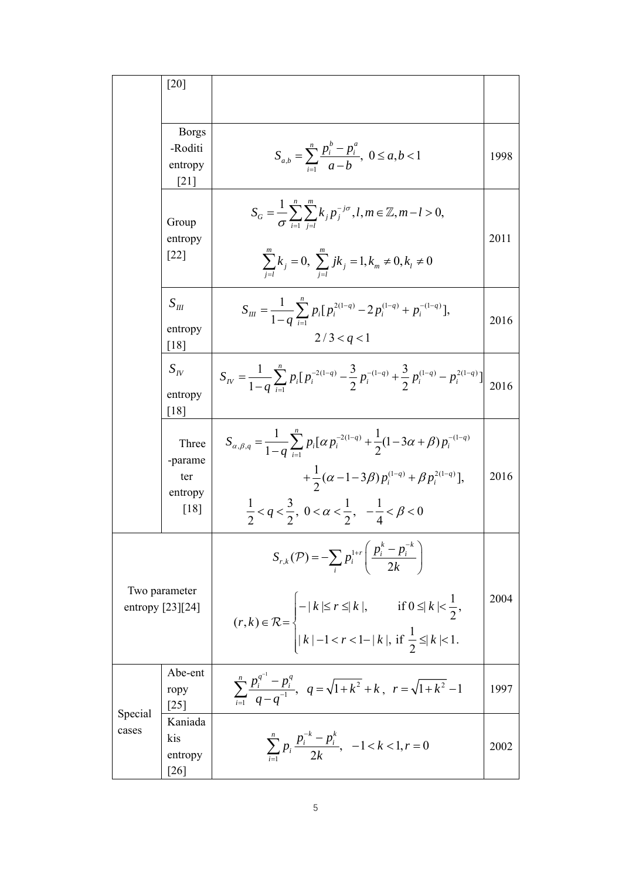| | | | |
|---|---|---|---|
| | [20] | | |
| | Borgs-Roditi entropy [21] | $S_{a,b}=\sum_{i=1}^{n}\frac{p_i^b-p_i^a}{a-b},\ 0\le a,b<1$ | 1998 |
| | Group entropy [22] | $S_G=\frac{1}{\sigma}\sum_{i=1}^{n}\sum_{j=l}^{m}k_j p_j^{-j\sigma}, l,m\in\mathbb{Z}, m-l>0,$ $\sum_{j=l}^{m}k_j=0,\ \sum_{j=l}^{m}jk_j=1, k_m\ne 0, k_l\ne 0$ | 2011 |
| | $S_{III}$ entropy [18] | $S_{III}=\frac{1}{1-q}\sum_{i=1}^{n}p_i[p_i^{2(1-q)}-2p_i^{(1-q)}+p_i^{-(1-q)}],$ $2/3<q<1$ | 2016 |
| | $S_{IV}$ entropy [18] | $S_{IV}=\frac{1}{1-q}\sum_{i=1}^{n}p_i[p_i^{-2(1-q)}-\frac{3}{2}p_i^{-(1-q)}+\frac{3}{2}p_i^{(1-q)}-p_i^{2(1-q)}]$ | 2016 |
| | Three-parameter entropy [18] | $S_{\alpha,\beta,q}=\frac{1}{1-q}\sum_{i=1}^{n}p_i[\alpha p_i^{-2(1-q)}+\frac{1}{2}(1-3\alpha+\beta)p_i^{-(1-q)}+\frac{1}{2}(\alpha-1-3\beta)p_i^{(1-q)}+\beta p_i^{2(1-q)}],$ $\frac{1}{2}<q<\frac{3}{2},\ 0<\alpha<\frac{1}{2},\ -\frac{1}{4}<\beta<0$ | 2016 |
| Two parameter entropy [23][24] | | $S_{r,k}(\mathcal{P})=-\sum_i p_i^{1+r}\left(\frac{p_i^k-p_i^{-k}}{2k}\right)$ $(r,k)\in\mathcal{R}=\begin{cases}-\lvert k\rvert\le r\le\lvert k\rvert, & \text{if } 0\le\lvert k\rvert<\frac{1}{2},\\ \lvert k\rvert-1<r<1-\lvert k\rvert, & \text{if } \frac{1}{2}\le\lvert k\rvert<1.\end{cases}$ | 2004 |
| Special cases | Abe-entropy [25] | $\sum_{i=1}^{n}\frac{p_i^{q^{-1}}-p_i^q}{q-q^{-1}},\ \ q=\sqrt{1+k^2}+k,\ \ r=\sqrt{1+k^2}-1$ | 1997 |
| | Kaniadakis entropy [26] | $\sum_{i=1}^{n}p_i\frac{p_i^{-k}-p_i^k}{2k},\ \ -1<k<1, r=0$ | 2002 |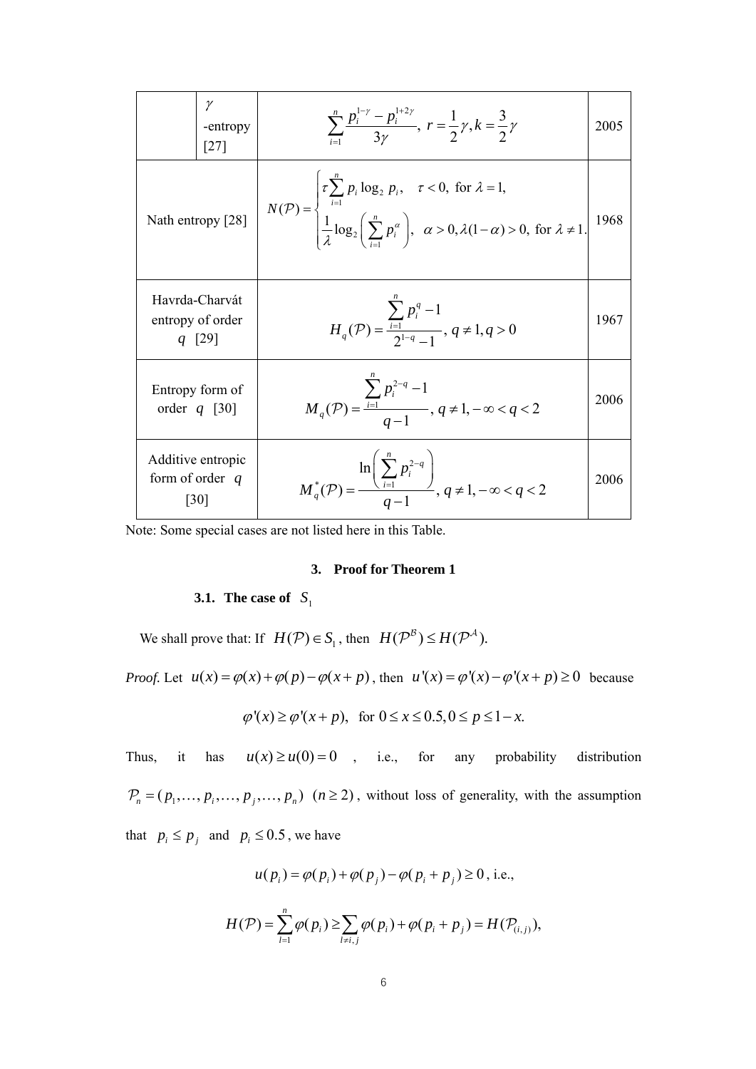|  | $\gamma$ -entropy [27] | $\sum_{i=1}^{n} \frac{p_i^{1-\gamma} - p_i^{1+2\gamma}}{3\gamma}, \ r = \frac{1}{2}\gamma, k = \frac{3}{2}\gamma$ | 2005 |
|---|---|---|---|
| Nath entropy [28] | | $N(\mathcal{P}) = \begin{cases} \tau \sum_{i=1}^{n} p_i \log_2 p_i, & \tau < 0, \text{ for } \lambda = 1, \\ \frac{1}{\lambda} \log_2 \left( \sum_{i=1}^{n} p_i^{\alpha} \right), & \alpha > 0, \lambda(1-\alpha) > 0, \text{ for } \lambda \neq 1. \end{cases}$ | 1968 |
| Havrda-Charvát entropy of order $q$ [29] | | $H_q(\mathcal{P}) = \frac{\sum_{i=1}^{n} p_i^q - 1}{2^{1-q} - 1}, \ q \neq 1, q > 0$ | 1967 |
| Entropy form of order $q$ [30] | | $M_q(\mathcal{P}) = \frac{\sum_{i=1}^{n} p_i^{2-q} - 1}{q-1}, \ q \neq 1, -\infty < q < 2$ | 2006 |
| Additive entropic form of order $q$ [30] | | $M_q^*(\mathcal{P}) = \frac{\ln\left( \sum_{i=1}^{n} p_i^{2-q} \right)}{q-1}, \ q \neq 1, -\infty < q < 2$ | 2006 |

Note: Some special cases are not listed here in this Table.

## 3. Proof for Theorem 1

### 3.1. The case of $S_1$

We shall prove that: If $H(\mathcal{P}) \in S_1$, then $H(\mathcal{P}^{\mathcal{B}}) \leq H(\mathcal{P}^{\mathcal{A}})$.

*Proof.* Let $u(x) = \varphi(x) + \varphi(p) - \varphi(x+p)$, then $u'(x) = \varphi'(x) - \varphi'(x+p) \geq 0$ because

$$\varphi'(x) \geq \varphi'(x+p), \quad \text{for } 0 \leq x \leq 0.5, 0 \leq p \leq 1-x.$$

Thus, it has $u(x) \geq u(0) = 0$, i.e., for any probability distribution $\mathcal{P}_n = (p_1, \ldots, p_i, \ldots, p_j, \ldots, p_n) \ (n \geq 2)$, without loss of generality, with the assumption that $p_i \leq p_j$ and $p_i \leq 0.5$, we have

$$u(p_i) = \varphi(p_i) + \varphi(p_j) - \varphi(p_i + p_j) \geq 0, \text{ i.e.,}$$

$$H(\mathcal{P}) = \sum_{l=1}^{n} \varphi(p_l) \geq \sum_{l \neq i,j} \varphi(p_l) + \varphi(p_i + p_j) = H(\mathcal{P}_{(i,j)}),$$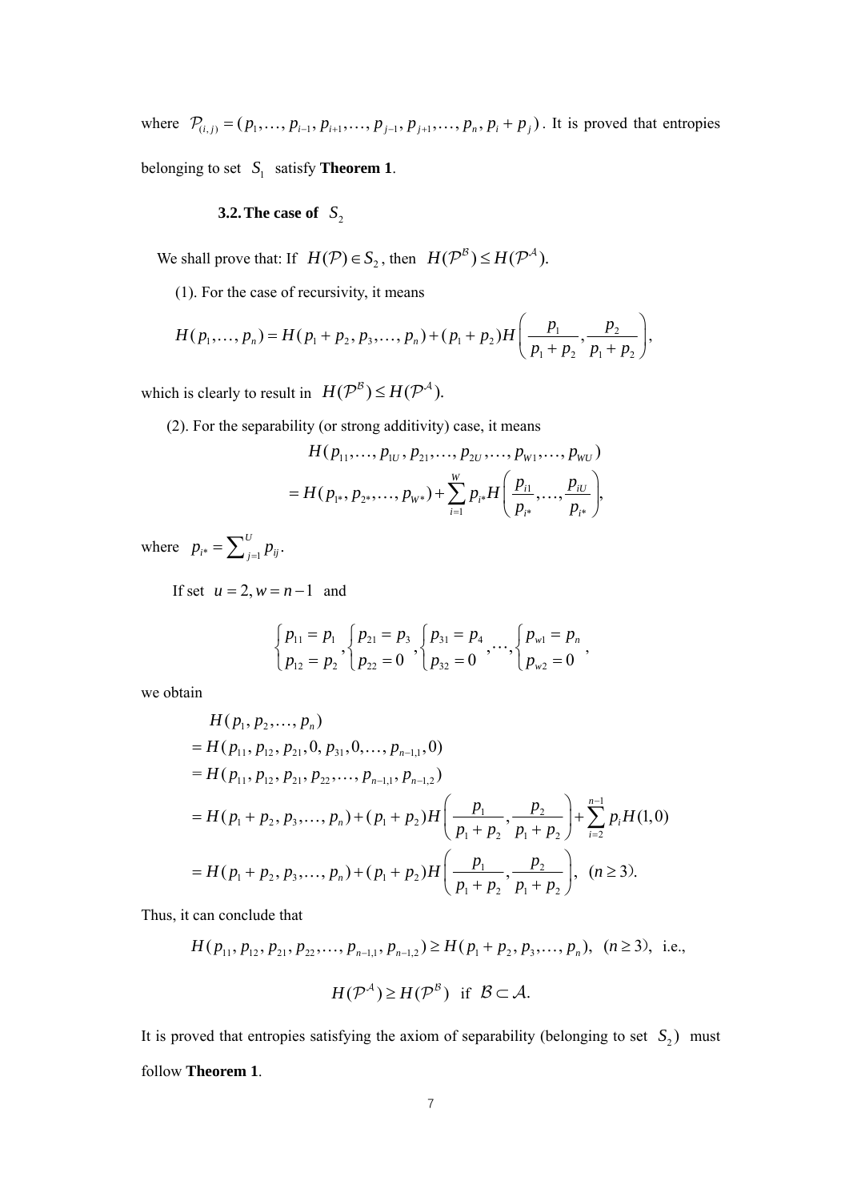where $\mathcal{P}_{(i,j)} = (p_1, \ldots, p_{i-1}, p_{i+1}, \ldots, p_{j-1}, p_{j+1}, \ldots, p_n, p_i + p_j)$. It is proved that entropies belonging to set $S_1$ satisfy **Theorem 1**.

### 3.2. The case of $S_2$

We shall prove that: If $H(\mathcal{P}) \in S_2$, then $H(\mathcal{P}^{\mathcal{B}}) \le H(\mathcal{P}^{\mathcal{A}})$.

(1). For the case of recursivity, it means

$$H(p_1, \ldots, p_n) = H(p_1 + p_2, p_3, \ldots, p_n) + (p_1 + p_2) H\left( \frac{p_1}{p_1 + p_2}, \frac{p_2}{p_1 + p_2} \right),$$

which is clearly to result in $H(\mathcal{P}^{\mathcal{B}}) \le H(\mathcal{P}^{\mathcal{A}})$.

(2). For the separability (or strong additivity) case, it means

$$\begin{aligned} &H(p_{11}, \ldots, p_{1U}, p_{21}, \ldots, p_{2U}, \ldots, p_{W1}, \ldots, p_{WU}) \\ &= H(p_{1*}, p_{2*}, \ldots, p_{W*}) + \sum_{i=1}^{W} p_{i*} H\left( \frac{p_{i1}}{p_{i*}}, \ldots, \frac{p_{iU}}{p_{i*}} \right), \end{aligned}$$

where $p_{i*} = \sum_{j=1}^{U} p_{ij}$.

If set $u = 2, w = n - 1$ and

$$\begin{cases} p_{11} = p_1 \\ p_{12} = p_2 \end{cases}, \begin{cases} p_{21} = p_3 \\ p_{22} = 0 \end{cases}, \begin{cases} p_{31} = p_4 \\ p_{32} = 0 \end{cases}, \ldots, \begin{cases} p_{w1} = p_n \\ p_{w2} = 0 \end{cases},$$

we obtain

$$\begin{aligned} &H(p_1, p_2, \ldots, p_n) \\ &= H(p_{11}, p_{12}, p_{21}, 0, p_{31}, 0, \ldots, p_{n-1,1}, 0) \\ &= H(p_{11}, p_{12}, p_{21}, p_{22}, \ldots, p_{n-1,1}, p_{n-1,2}) \\ &= H(p_1 + p_2, p_3, \ldots, p_n) + (p_1 + p_2) H\left( \frac{p_1}{p_1 + p_2}, \frac{p_2}{p_1 + p_2} \right) + \sum_{i=2}^{n-1} p_i H(1, 0) \\ &= H(p_1 + p_2, p_3, \ldots, p_n) + (p_1 + p_2) H\left( \frac{p_1}{p_1 + p_2}, \frac{p_2}{p_1 + p_2} \right), \ (n \ge 3). \end{aligned}$$

Thus, it can conclude that

$$H(p_{11}, p_{12}, p_{21}, p_{22}, \ldots, p_{n-1,1}, p_{n-1,2}) \ge H(p_1 + p_2, p_3, \ldots, p_n), \ (n \ge 3), \text{ i.e.,}$$

$$H(\mathcal{P}^{\mathcal{A}}) \ge H(\mathcal{P}^{\mathcal{B}}) \ \text{ if } \ \mathcal{B} \subset \mathcal{A}.$$

It is proved that entropies satisfying the axiom of separability (belonging to set $S_2$) must follow **Theorem 1**.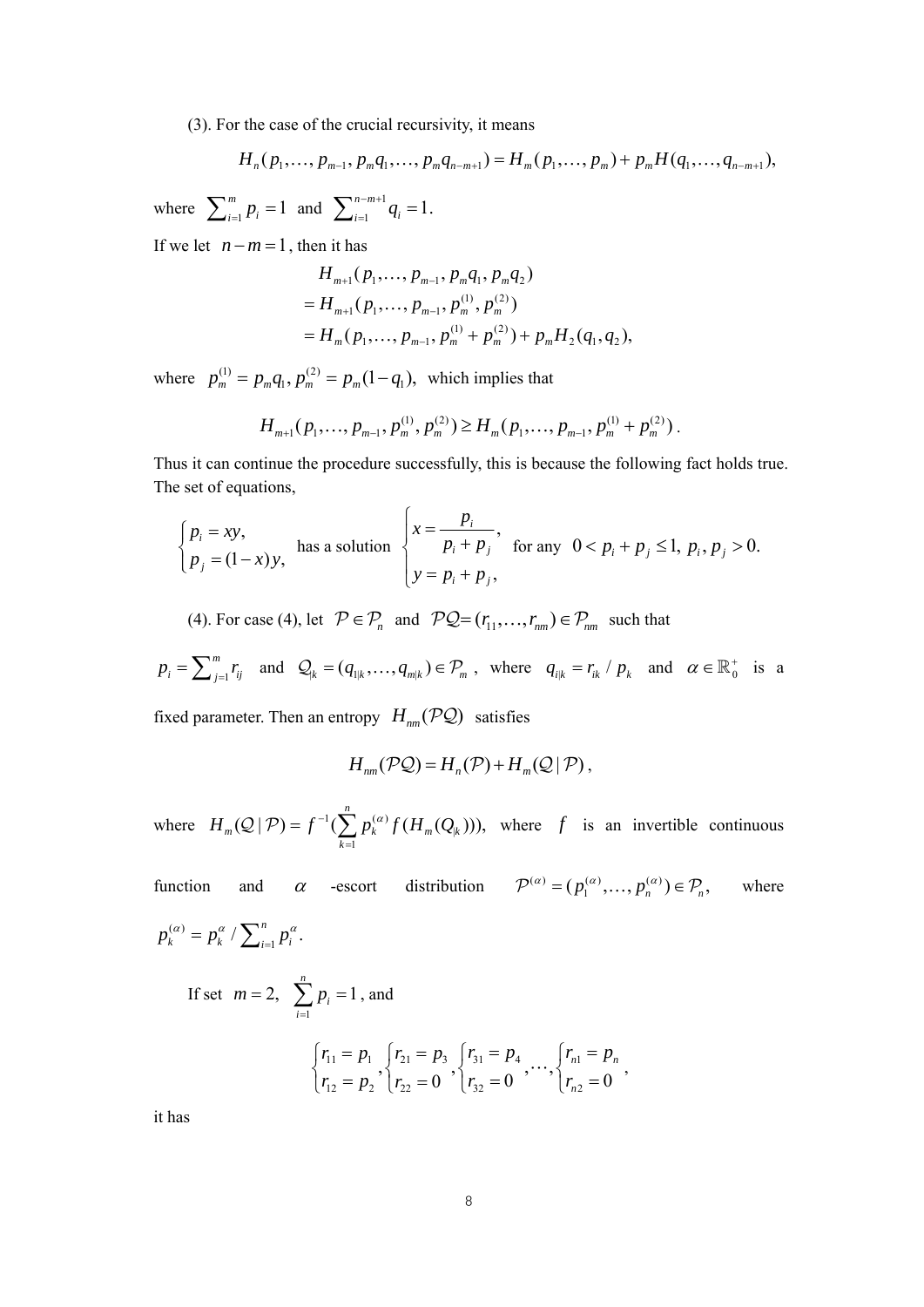(3). For the case of the crucial recursivity, it means

$$H_n(p_1,\ldots,p_{m-1},p_m q_1,\ldots,p_m q_{n-m+1}) = H_m(p_1,\ldots,p_m) + p_m H(q_1,\ldots,q_{n-m+1}),$$

where $\sum_{i=1}^{m} p_i = 1$ and $\sum_{i=1}^{n-m+1} q_i = 1.$

If we let $n-m=1$, then it has

$$\begin{aligned} & H_{m+1}(p_1,\ldots,p_{m-1},p_m q_1,p_m q_2) \\ & = H_{m+1}(p_1,\ldots,p_{m-1},p_m^{(1)},p_m^{(2)}) \\ & = H_m(p_1,\ldots,p_{m-1},p_m^{(1)}+p_m^{(2)}) + p_m H_2(q_1,q_2), \end{aligned}$$

where $p_m^{(1)} = p_m q_1, p_m^{(2)} = p_m(1-q_1),$ which implies that

$$H_{m+1}(p_1,\ldots,p_{m-1},p_m^{(1)},p_m^{(2)}) \geq H_m(p_1,\ldots,p_{m-1},p_m^{(1)}+p_m^{(2)}).$$

Thus it can continue the procedure successfully, this is because the following fact holds true. The set of equations,

$$\begin{cases} p_i = xy, \\ p_j = (1-x)y, \end{cases} \text{ has a solution } \begin{cases} x = \dfrac{p_i}{p_i+p_j}, \\ y = p_i + p_j, \end{cases} \text{ for any } 0 < p_i + p_j \leq 1,\ p_i, p_j > 0.$$

(4). For case (4), let $\mathcal{P} \in \mathcal{P}_n$ and $\mathcal{PQ} = (r_{11},\ldots,r_{nm}) \in \mathcal{P}_{nm}$ such that $p_i = \sum_{j=1}^{m} r_{ij}$ and $\mathcal{Q}_{|k} = (q_{1|k},\ldots,q_{m|k}) \in \mathcal{P}_m$, where $q_{i|k} = r_{ik}/p_k$ and $\alpha \in \mathbb{R}_0^+$ is a fixed parameter. Then an entropy $H_{nm}(\mathcal{PQ})$ satisfies

$$H_{nm}(\mathcal{PQ}) = H_n(\mathcal{P}) + H_m(\mathcal{Q}\,|\,\mathcal{P}),$$

where $H_m(\mathcal{Q}\,|\,\mathcal{P}) = f^{-1}\left(\sum_{k=1}^{n} p_k^{(\alpha)} f(H_m(Q_{|k}))\right),$ where $f$ is an invertible continuous function and $\alpha$ -escort distribution $\mathcal{P}^{(\alpha)} = (p_1^{(\alpha)},\ldots,p_n^{(\alpha)}) \in \mathcal{P}_n,$ where $p_k^{(\alpha)} = p_k^{\alpha} / \sum_{i=1}^{n} p_i^{\alpha}.$

If set $m = 2,\ \sum_{i=1}^{n} p_i = 1$, and

$$\begin{cases} r_{11} = p_1 \\ r_{12} = p_2 \end{cases}, \begin{cases} r_{21} = p_3 \\ r_{22} = 0 \end{cases}, \begin{cases} r_{31} = p_4 \\ r_{32} = 0 \end{cases}, \ldots, \begin{cases} r_{n1} = p_n \\ r_{n2} = 0 \end{cases},$$

it has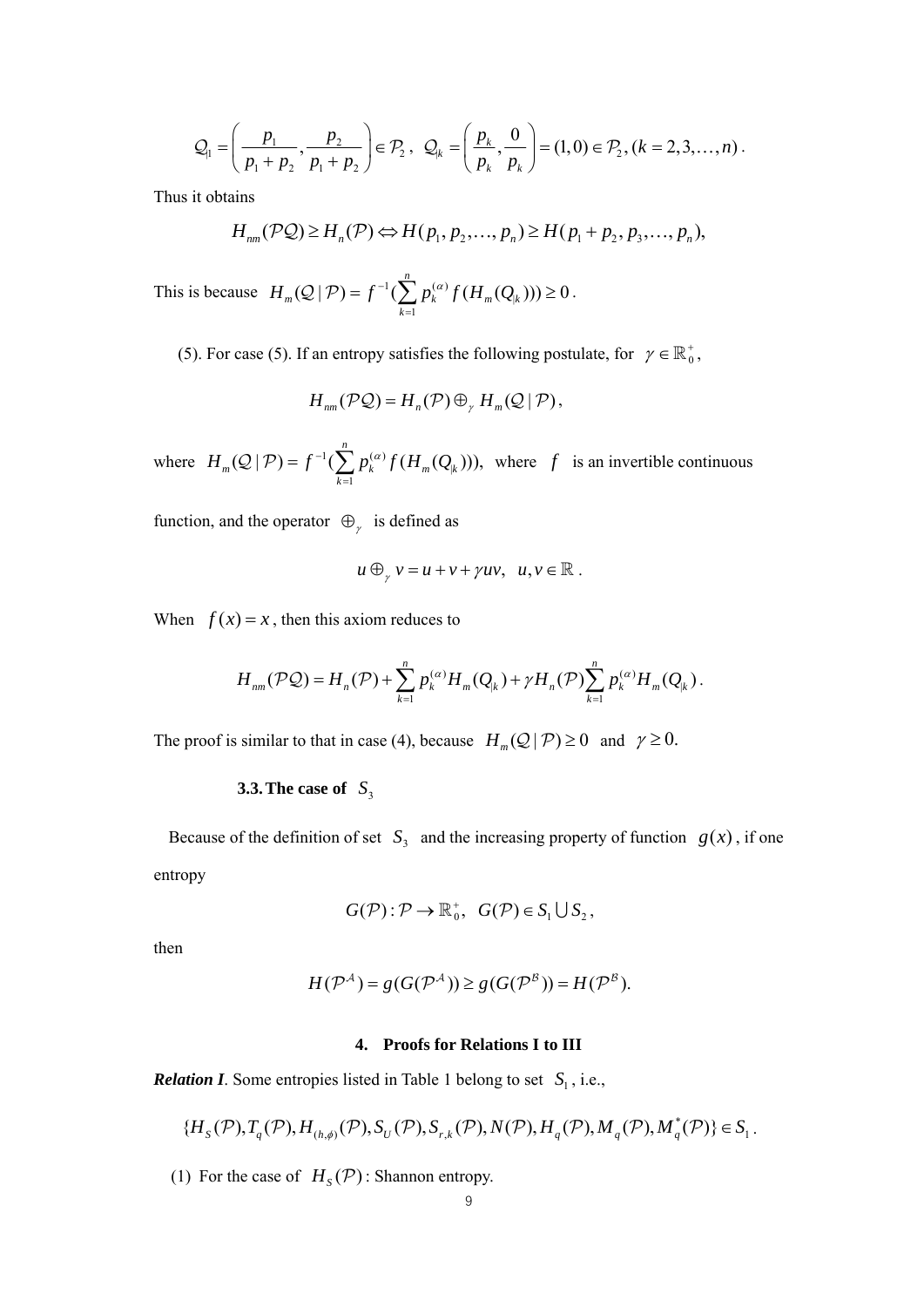$$\mathcal{Q}_{|1} = \left( \frac{p_1}{p_1 + p_2}, \frac{p_2}{p_1 + p_2} \right) \in \mathcal{P}_2, \ \mathcal{Q}_{|k} = \left( \frac{p_k}{p_k}, \frac{0}{p_k} \right) = (1, 0) \in \mathcal{P}_2, (k = 2, 3, \ldots, n).$$

Thus it obtains

$$H_{nm}(\mathcal{P}\mathcal{Q}) \geq H_n(\mathcal{P}) \Leftrightarrow H(p_1, p_2, \ldots, p_n) \geq H(p_1 + p_2, p_3, \ldots, p_n),$$

This is because $H_m(\mathcal{Q} \mid \mathcal{P}) = f^{-1}(\sum_{k=1}^{n} p_k^{(\alpha)} f(H_m(Q_{|k}))) \geq 0$.

(5). For case (5). If an entropy satisfies the following postulate, for $\gamma \in \mathbb{R}_0^+$,

$$H_{nm}(\mathcal{P}\mathcal{Q}) = H_n(\mathcal{P}) \oplus_\gamma H_m(\mathcal{Q} \mid \mathcal{P}),$$

where $H_m(\mathcal{Q} \mid \mathcal{P}) = f^{-1}(\sum_{k=1}^{n} p_k^{(\alpha)} f(H_m(Q_{|k})))$, where $f$ is an invertible continuous function, and the operator $\oplus_\gamma$ is defined as

$$u \oplus_\gamma v = u + v + \gamma uv, \ \ u, v \in \mathbb{R}.$$

When $f(x) = x$, then this axiom reduces to

$$H_{nm}(\mathcal{P}\mathcal{Q}) = H_n(\mathcal{P}) + \sum_{k=1}^{n} p_k^{(\alpha)} H_m(Q_{|k}) + \gamma H_n(\mathcal{P}) \sum_{k=1}^{n} p_k^{(\alpha)} H_m(Q_{|k}).$$

The proof is similar to that in case (4), because $H_m(\mathcal{Q} \mid \mathcal{P}) \geq 0$ and $\gamma \geq 0$.

### 3.3. The case of $S_3$

Because of the definition of set $S_3$ and the increasing property of function $g(x)$, if one entropy

$$G(\mathcal{P}): \mathcal{P} \to \mathbb{R}_0^+, \ \ G(\mathcal{P}) \in S_1 \bigcup S_2,$$

then

$$H(\mathcal{P}^{\mathcal{A}}) = g(G(\mathcal{P}^{\mathcal{A}})) \geq g(G(\mathcal{P}^{\mathcal{B}})) = H(\mathcal{P}^{\mathcal{B}}).$$

## 4. Proofs for Relations I to III

***Relation I***. Some entropies listed in Table 1 belong to set $S_1$, i.e.,

$$\{H_S(\mathcal{P}), T_q(\mathcal{P}), H_{(h,\phi)}(\mathcal{P}), S_U(\mathcal{P}), S_{r,k}(\mathcal{P}), N(\mathcal{P}), H_q(\mathcal{P}), M_q(\mathcal{P}), M_q^*(\mathcal{P})\} \in S_1.$$

(1) For the case of $H_S(\mathcal{P})$: Shannon entropy.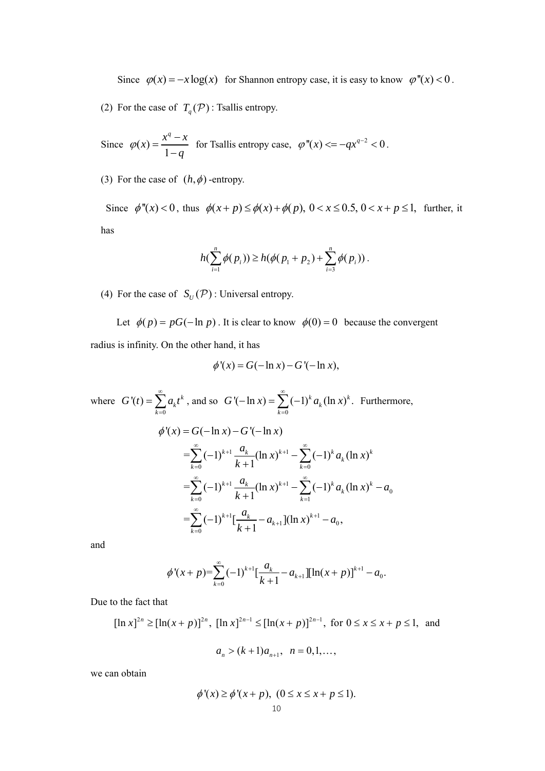Since $\varphi(x) = -x\log(x)$ for Shannon entropy case, it is easy to know $\varphi''(x) < 0$.

(2) For the case of $T_q(\mathcal{P})$: Tsallis entropy.

Since $\varphi(x) = \dfrac{x^q - x}{1-q}$ for Tsallis entropy case, $\varphi''(x) <= -qx^{q-2} < 0$.

(3) For the case of $(h, \phi)$-entropy.

Since $\phi''(x) < 0$, thus $\phi(x+p) \leq \phi(x) + \phi(p),\ 0 < x \leq 0.5,\ 0 < x + p \leq 1,$ further, it has

$$h(\sum_{i=1}^{n} \phi(p_i)) \geq h(\phi(p_1 + p_2) + \sum_{i=3}^{n} \phi(p_i)).$$

(4) For the case of $S_U(\mathcal{P})$: Universal entropy.

Let $\phi(p) = pG(-\ln p)$. It is clear to know $\phi(0) = 0$ because the convergent radius is infinity. On the other hand, it has

$$\phi'(x) = G(-\ln x) - G'(-\ln x),$$

where $G'(t) = \sum_{k=0}^{\infty} a_k t^k$, and so $G'(-\ln x) = \sum_{k=0}^{\infty} (-1)^k a_k (\ln x)^k$. Furthermore,

$$\begin{aligned}
\phi'(x) &= G(-\ln x) - G'(-\ln x) \\
&= \sum_{k=0}^{\infty} (-1)^{k+1} \frac{a_k}{k+1} (\ln x)^{k+1} - \sum_{k=0}^{\infty} (-1)^k a_k (\ln x)^k \\
&= \sum_{k=0}^{\infty} (-1)^{k+1} \frac{a_k}{k+1} (\ln x)^{k+1} - \sum_{k=1}^{\infty} (-1)^k a_k (\ln x)^k - a_0 \\
&= \sum_{k=0}^{\infty} (-1)^{k+1} [\frac{a_k}{k+1} - a_{k+1}] (\ln x)^{k+1} - a_0,
\end{aligned}$$

and

$$\phi'(x+p) = \sum_{k=0}^{\infty} (-1)^{k+1} [\frac{a_k}{k+1} - a_{k+1}] [\ln(x+p)]^{k+1} - a_0.$$

Due to the fact that

$$[\ln x]^{2n} \geq [\ln(x+p)]^{2n},\ [\ln x]^{2n-1} \leq [\ln(x+p)]^{2n-1},\ \text{for } 0 \leq x \leq x+p \leq 1, \text{ and}$$

$$a_n > (k+1) a_{n+1},\quad n = 0, 1, \ldots,$$

we can obtain

$$\phi'(x) \geq \phi'(x+p),\ (0 \leq x \leq x+p \leq 1).$$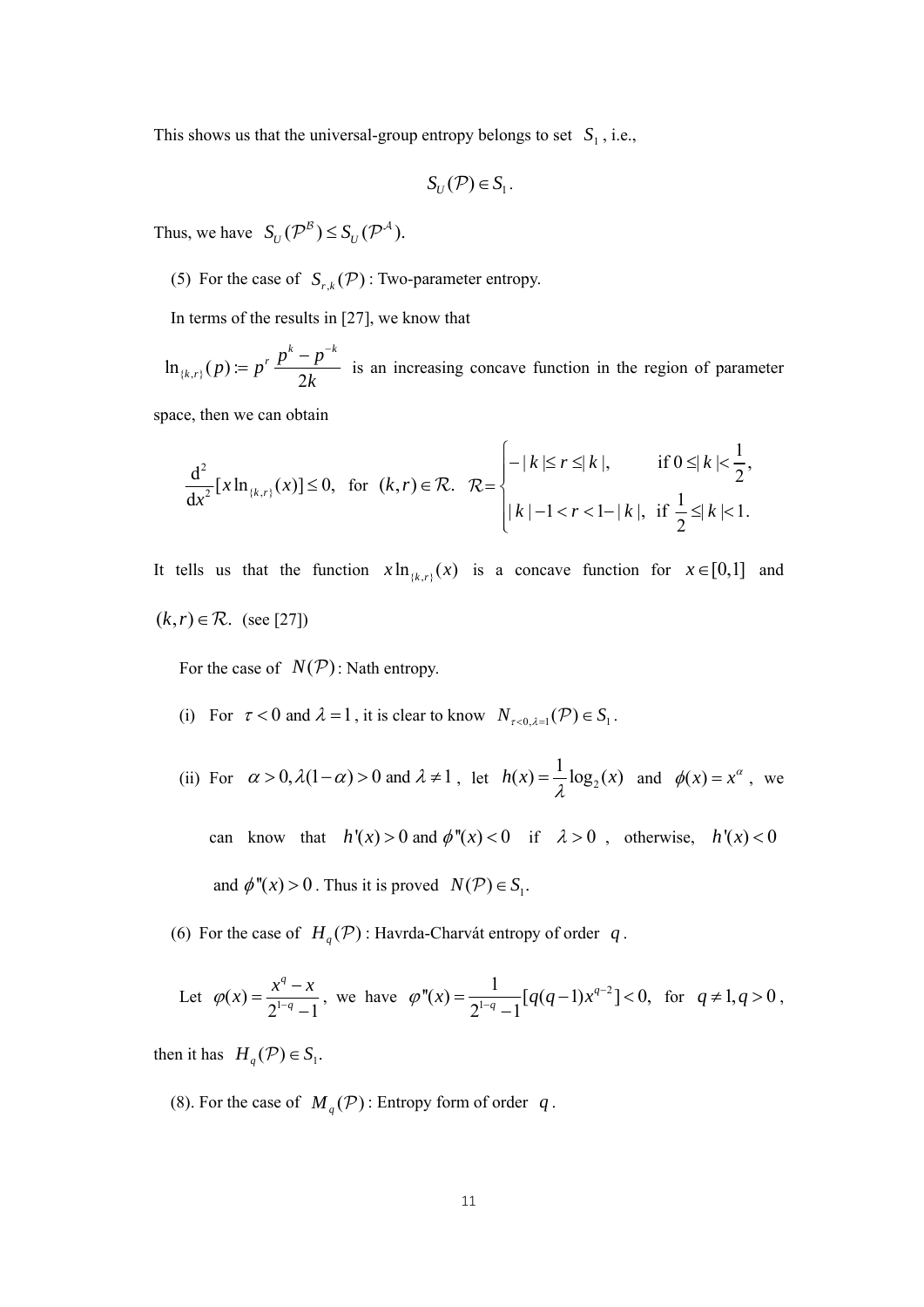This shows us that the universal-group entropy belongs to set $S_1$, i.e.,

$$S_U(\mathcal{P}) \in S_1.$$

Thus, we have $S_U(\mathcal{P}^{\mathcal{B}}) \le S_U(\mathcal{P}^{\mathcal{A}})$.

(5) For the case of $S_{r,k}(\mathcal{P})$ : Two-parameter entropy.

In terms of the results in [27], we know that

$\ln_{\{k,r\}}(p) := p^r \dfrac{p^k - p^{-k}}{2k}$ is an increasing concave function in the region of parameter space, then we can obtain

$$\frac{\mathrm{d}^2}{\mathrm{d}x^2}[x\ln_{\{k,r\}}(x)] \le 0, \quad \text{for } (k,r) \in \mathcal{R}. \quad \mathcal{R} = \begin{cases} -|k| \le r \le |k|, & \text{if } 0 \le |k| < \dfrac{1}{2}, \\ |k|-1 < r < 1-|k|, & \text{if } \dfrac{1}{2} \le |k| < 1. \end{cases}$$

It tells us that the function $x\ln_{\{k,r\}}(x)$ is a concave function for $x \in [0,1]$ and $(k,r) \in \mathcal{R}$. (see [27])

For the case of $N(\mathcal{P})$: Nath entropy.

(i) For $\tau < 0$ and $\lambda = 1$, it is clear to know $N_{\tau<0,\lambda=1}(\mathcal{P}) \in S_1$.

(ii) For $\alpha > 0, \lambda(1-\alpha) > 0$ and $\lambda \ne 1$, let $h(x) = \dfrac{1}{\lambda}\log_2(x)$ and $\phi(x) = x^{\alpha}$, we can know that $h'(x) > 0$ and $\phi''(x) < 0$ if $\lambda > 0$, otherwise, $h'(x) < 0$ and $\phi''(x) > 0$. Thus it is proved $N(\mathcal{P}) \in S_1$.

(6) For the case of $H_q(\mathcal{P})$ : Havrda-Charvát entropy of order $q$.

Let $\varphi(x) = \dfrac{x^q - x}{2^{1-q}-1}$, we have $\varphi''(x) = \dfrac{1}{2^{1-q}-1}[q(q-1)x^{q-2}] < 0, \;\text{ for } q \ne 1, q > 0$, then it has $H_q(\mathcal{P}) \in S_1$.

(8). For the case of $M_q(\mathcal{P})$ : Entropy form of order $q$.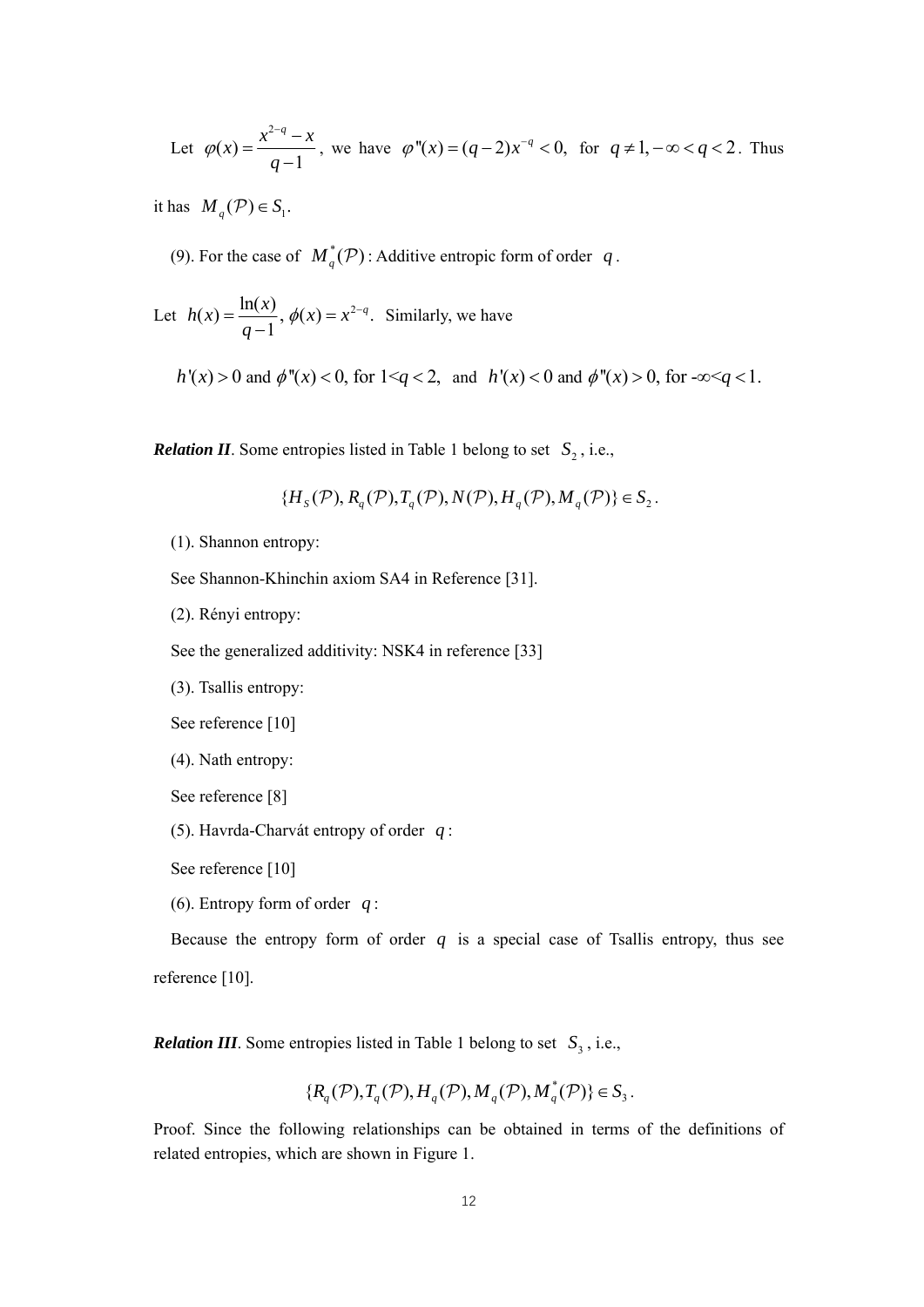Let $\varphi(x) = \dfrac{x^{2-q} - x}{q-1}$, we have $\varphi''(x) = (q-2)x^{-q} < 0,$ for $q \neq 1, -\infty < q < 2$. Thus it has $M_q(\mathcal{P}) \in S_1$.

(9). For the case of $M_q^*(\mathcal{P})$: Additive entropic form of order $q$.

Let $h(x) = \dfrac{\ln(x)}{q-1}$, $\phi(x) = x^{2-q}$. Similarly, we have

$$h'(x) > 0 \text{ and } \phi''(x) < 0, \text{ for } 1<q<2, \text{ and } h'(x) < 0 \text{ and } \phi''(x) > 0, \text{ for } -\infty<q<1.$$

***Relation II***. Some entropies listed in Table 1 belong to set $S_2$, i.e.,

$$\{H_S(\mathcal{P}), R_q(\mathcal{P}), T_q(\mathcal{P}), N(\mathcal{P}), H_q(\mathcal{P}), M_q(\mathcal{P})\} \in S_2 .$$

(1). Shannon entropy:

See Shannon-Khinchin axiom SA4 in Reference [31].

(2). Rényi entropy:

See the generalized additivity: NSK4 in reference [33]

(3). Tsallis entropy:

See reference [10]

(4). Nath entropy:

See reference [8]

(5). Havrda-Charvát entropy of order $q$:

See reference [10]

(6). Entropy form of order $q$:

Because the entropy form of order $q$ is a special case of Tsallis entropy, thus see reference [10].

***Relation III***. Some entropies listed in Table 1 belong to set $S_3$, i.e.,

$$\{R_q(\mathcal{P}), T_q(\mathcal{P}), H_q(\mathcal{P}), M_q(\mathcal{P}), M_q^*(\mathcal{P})\} \in S_3 .$$

Proof. Since the following relationships can be obtained in terms of the definitions of related entropies, which are shown in Figure 1.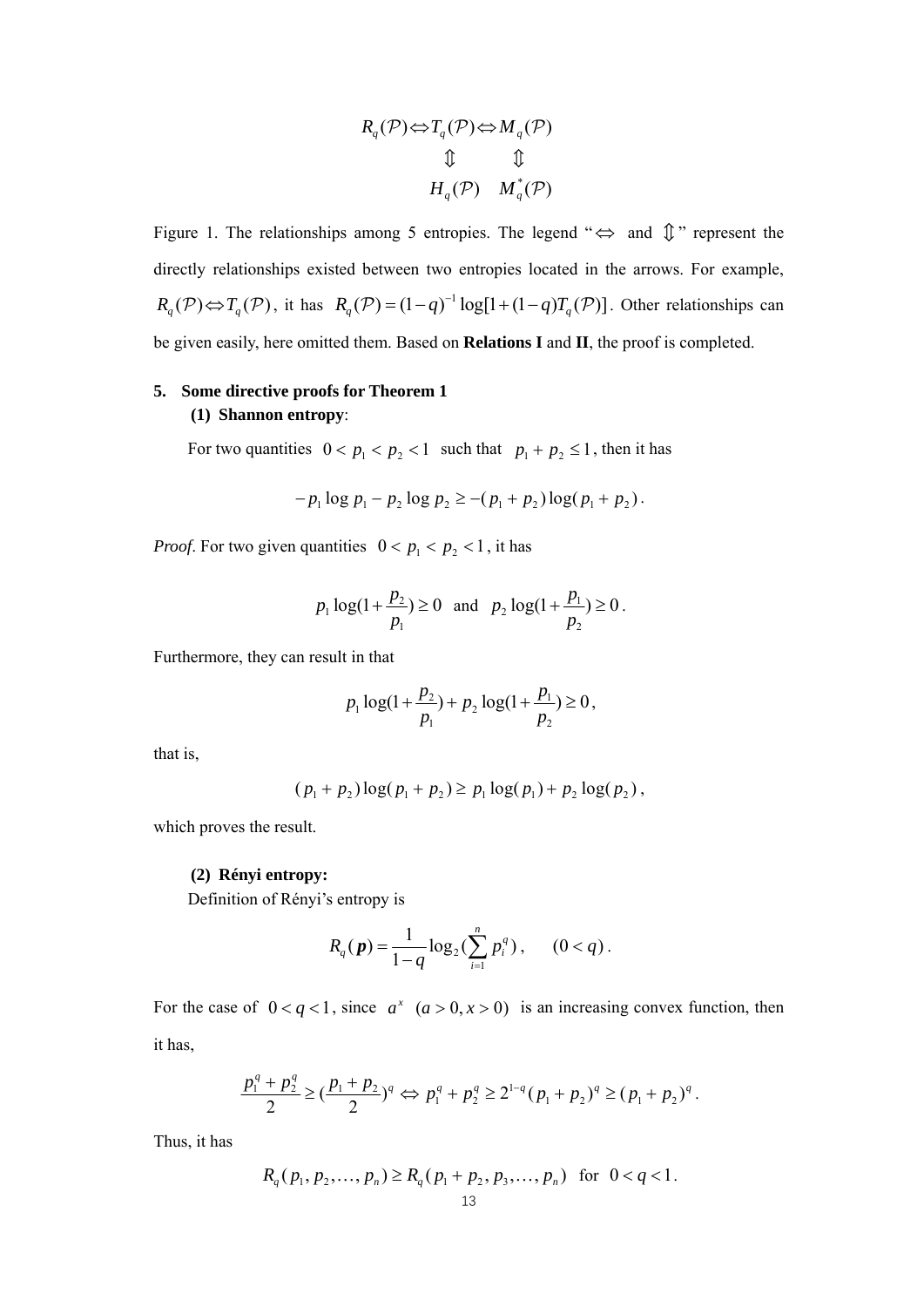$$
\begin{array}{ccc}
R_q(\mathcal{P}) \Leftrightarrow & T_q(\mathcal{P}) \Leftrightarrow & M_q(\mathcal{P}) \\
 & \Updownarrow & \Updownarrow \\
 & H_q(\mathcal{P}) & M_q^*(\mathcal{P})
\end{array}
$$

Figure 1. The relationships among 5 entropies. The legend "$\Leftrightarrow$ and $\Updownarrow$" represent the directly relationships existed between two entropies located in the arrows. For example, $R_q(\mathcal{P}) \Leftrightarrow T_q(\mathcal{P})$, it has $R_q(\mathcal{P}) = (1-q)^{-1}\log[1+(1-q)T_q(\mathcal{P})]$. Other relationships can be given easily, here omitted them. Based on **Relations I** and **II**, the proof is completed.

## 5. Some directive proofs for Theorem 1

### (1) Shannon entropy:

For two quantities $0 < p_1 < p_2 < 1$ such that $p_1 + p_2 \le 1$, then it has

$$
-p_1 \log p_1 - p_2 \log p_2 \ge -(p_1 + p_2)\log(p_1 + p_2).
$$

*Proof*. For two given quantities $0 < p_1 < p_2 < 1$, it has

$$
p_1 \log(1 + \frac{p_2}{p_1}) \ge 0 \quad \text{and} \quad p_2 \log(1 + \frac{p_1}{p_2}) \ge 0.
$$

Furthermore, they can result in that

$$
p_1 \log(1 + \frac{p_2}{p_1}) + p_2 \log(1 + \frac{p_1}{p_2}) \ge 0,
$$

that is,

$$
(p_1 + p_2)\log(p_1 + p_2) \ge p_1 \log(p_1) + p_2 \log(p_2),
$$

which proves the result.

### (2) Rényi entropy:

Definition of Rényi's entropy is

$$
R_q(\boldsymbol{p}) = \frac{1}{1-q}\log_2(\sum_{i=1}^{n} p_i^q), \qquad (0 < q).
$$

For the case of $0 < q < 1$, since $a^x \ (a > 0, x > 0)$ is an increasing convex function, then it has,

$$
\frac{p_1^q + p_2^q}{2} \ge (\frac{p_1 + p_2}{2})^q \Leftrightarrow p_1^q + p_2^q \ge 2^{1-q}(p_1 + p_2)^q \ge (p_1 + p_2)^q.
$$

Thus, it has

$$
R_q(p_1, p_2, \ldots, p_n) \ge R_q(p_1 + p_2, p_3, \ldots, p_n) \quad \text{for} \quad 0 < q < 1.
$$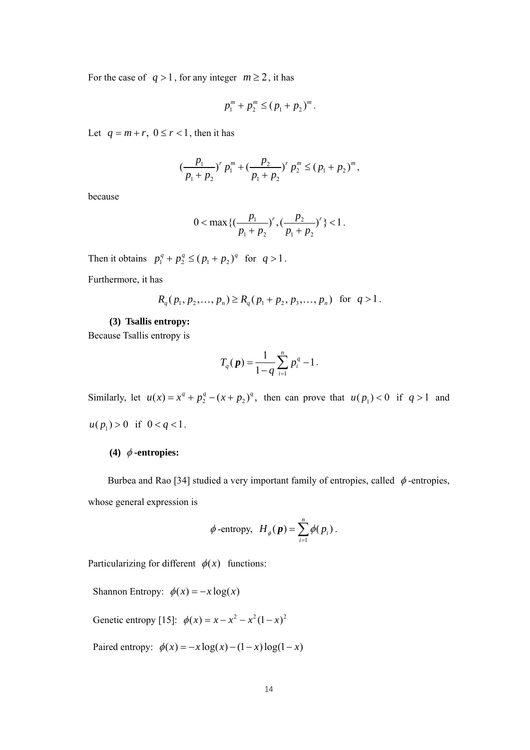For the case of $q > 1$, for any integer $m \geq 2$, it has

$$p_1^m + p_2^m \leq (p_1 + p_2)^m .$$

Let $q = m + r,\ 0 \leq r < 1$, then it has

$$(\frac{p_1}{p_1 + p_2})^r p_1^m + (\frac{p_2}{p_1 + p_2})^r p_2^m \leq (p_1 + p_2)^m ,$$

because

$$0 < \max\{(\frac{p_1}{p_1 + p_2})^r, (\frac{p_2}{p_1 + p_2})^r\} < 1 .$$

Then it obtains $p_1^q + p_2^q \leq (p_1 + p_2)^q$ for $q > 1$.

Furthermore, it has

$$R_q(p_1, p_2, \ldots, p_n) \geq R_q(p_1 + p_2, p_3, \ldots, p_n) \quad \text{for} \quad q > 1 .$$

**(3) Tsallis entropy:**

Because Tsallis entropy is

$$T_q(\boldsymbol{p}) = \frac{1}{1-q} \sum_{i=1}^{n} p_i^q - 1 .$$

Similarly, let $u(x) = x^q + p_2^q - (x + p_2)^q$, then can prove that $u(p_1) < 0$ if $q > 1$ and $u(p_1) > 0$ if $0 < q < 1$.

**(4) $\phi$-entropies:**

Burbea and Rao [34] studied a very important family of entropies, called $\phi$-entropies, whose general expression is

$$\phi\text{-entropy}, \quad H_\phi(\boldsymbol{p}) = \sum_{i=1}^{n} \phi(p_i) .$$

Particularizing for different $\phi(x)$ functions:

Shannon Entropy: $\phi(x) = -x\log(x)$

Genetic entropy [15]: $\phi(x) = x - x^2 - x^2(1-x)^2$

Paired entropy: $\phi(x) = -x\log(x) - (1-x)\log(1-x)$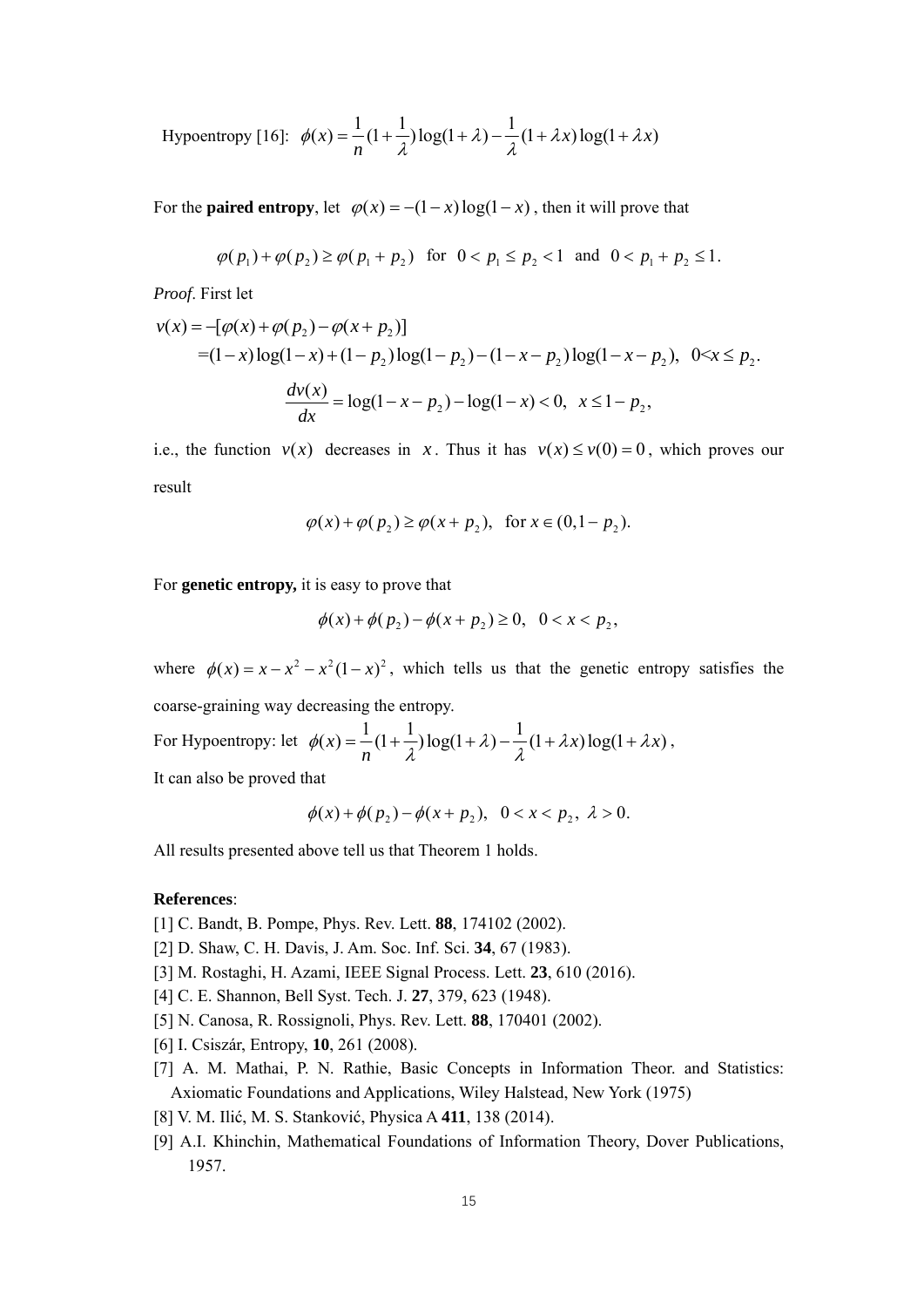Hypoentropy [16]: $\phi(x)=\frac{1}{n}(1+\frac{1}{\lambda})\log(1+\lambda)-\frac{1}{\lambda}(1+\lambda x)\log(1+\lambda x)$

For the **paired entropy**, let $\varphi(x)=-(1-x)\log(1-x)$ , then it will prove that

$$\varphi(p_1)+\varphi(p_2)\geq\varphi(p_1+p_2) \quad \text{for} \quad 0<p_1\leq p_2<1 \quad \text{and} \quad 0<p_1+p_2\leq 1.$$

*Proof*. First let

$$\begin{aligned}v(x)&=-[\varphi(x)+\varphi(p_2)-\varphi(x+p_2)]\\&=(1-x)\log(1-x)+(1-p_2)\log(1-p_2)-(1-x-p_2)\log(1-x-p_2),\ \ 0<x\leq p_2.\end{aligned}$$

$$\frac{dv(x)}{dx}=\log(1-x-p_2)-\log(1-x)<0,\ \ x\leq 1-p_2,$$

i.e., the function $v(x)$ decreases in $x$. Thus it has $v(x)\leq v(0)=0$, which proves our result

$$\varphi(x)+\varphi(p_2)\geq\varphi(x+p_2),\ \ \text{for } x\in(0,1-p_2).$$

For **genetic entropy,** it is easy to prove that

$$\phi(x)+\phi(p_2)-\phi(x+p_2)\geq 0,\ \ 0<x<p_2,$$

where $\phi(x)=x-x^2-x^2(1-x)^2$, which tells us that the genetic entropy satisfies the coarse-graining way decreasing the entropy.

For Hypoentropy: let $\phi(x)=\frac{1}{n}(1+\frac{1}{\lambda})\log(1+\lambda)-\frac{1}{\lambda}(1+\lambda x)\log(1+\lambda x)$,

It can also be proved that

$$\phi(x)+\phi(p_2)-\phi(x+p_2),\ \ 0<x<p_2,\ \lambda>0.$$

All results presented above tell us that Theorem 1 holds.

**References**:

[1] C. Bandt, B. Pompe, Phys. Rev. Lett. **88**, 174102 (2002).

[2] D. Shaw, C. H. Davis, J. Am. Soc. Inf. Sci. **34**, 67 (1983).

[3] M. Rostaghi, H. Azami, IEEE Signal Process. Lett. **23**, 610 (2016).

[4] C. E. Shannon, Bell Syst. Tech. J. **27**, 379, 623 (1948).

[5] N. Canosa, R. Rossignoli, Phys. Rev. Lett. **88**, 170401 (2002).

[6] I. Csiszár, Entropy, **10**, 261 (2008).

[7] A. M. Mathai, P. N. Rathie, Basic Concepts in Information Theor. and Statistics: Axiomatic Foundations and Applications, Wiley Halstead, New York (1975)

[8] V. M. Ilić, M. S. Stanković, Physica A **411**, 138 (2014).

[9] A.I. Khinchin, Mathematical Foundations of Information Theory, Dover Publications, 1957.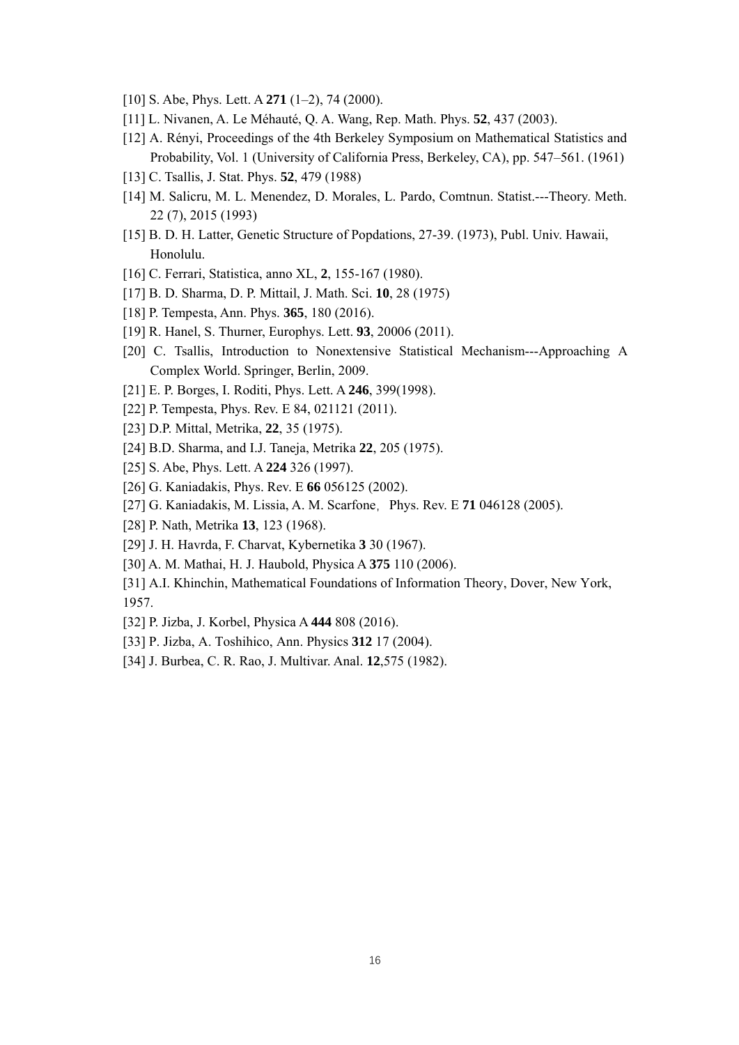[10] S. Abe, Phys. Lett. A **271** (1–2), 74 (2000).

[11] L. Nivanen, A. Le Méhauté, Q. A. Wang, Rep. Math. Phys. **52**, 437 (2003).

[12] A. Rényi, Proceedings of the 4th Berkeley Symposium on Mathematical Statistics and Probability, Vol. 1 (University of California Press, Berkeley, CA), pp. 547–561. (1961)

[13] C. Tsallis, J. Stat. Phys. **52**, 479 (1988)

[14] M. Salicru, M. L. Menendez, D. Morales, L. Pardo, Comtnun. Statist.---Theory. Meth. 22 (7), 2015 (1993)

[15] B. D. H. Latter, Genetic Structure of Popdations, 27-39. (1973), Publ. Univ. Hawaii, Honolulu.

[16] C. Ferrari, Statistica, anno XL, **2**, 155-167 (1980).

[17] B. D. Sharma, D. P. Mittail, J. Math. Sci. **10**, 28 (1975)

[18] P. Tempesta, Ann. Phys. **365**, 180 (2016).

[19] R. Hanel, S. Thurner, Europhys. Lett. **93**, 20006 (2011).

[20] C. Tsallis, Introduction to Nonextensive Statistical Mechanism---Approaching A Complex World. Springer, Berlin, 2009.

[21] E. P. Borges, I. Roditi, Phys. Lett. A **246**, 399(1998).

[22] P. Tempesta, Phys. Rev. E 84, 021121 (2011).

[23] D.P. Mittal, Metrika, **22**, 35 (1975).

[24] B.D. Sharma, and I.J. Taneja, Metrika **22**, 205 (1975).

[25] S. Abe, Phys. Lett. A **224** 326 (1997).

[26] G. Kaniadakis, Phys. Rev. E **66** 056125 (2002).

[27] G. Kaniadakis, M. Lissia, A. M. Scarfone，Phys. Rev. E **71** 046128 (2005).

[28] P. Nath, Metrika **13**, 123 (1968).

[29] J. H. Havrda, F. Charvat, Kybernetika **3** 30 (1967).

[30] A. M. Mathai, H. J. Haubold, Physica A **375** 110 (2006).

[31] A.I. Khinchin, Mathematical Foundations of Information Theory, Dover, New York, 1957.

[32] P. Jizba, J. Korbel, Physica A **444** 808 (2016).

[33] P. Jizba, A. Toshihico, Ann. Physics **312** 17 (2004).

[34] J. Burbea, C. R. Rao, J. Multivar. Anal. **12**,575 (1982).